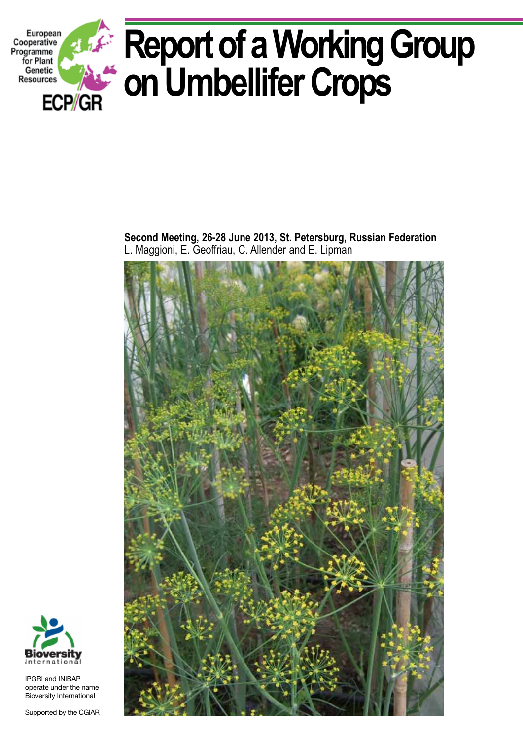European Cooperative Programme for Plant Genetic Resources

ECP/GR

# Report of a Working Group on Umbellifer Crops

**Second Meeting, 26-28 June 2013, St. Petersburg, Russian Federation**
L. Maggioni, E. Geoffriau, C. Allender and E. Lipman

Bioversity International

IPGRI and INIBAP operate under the name Bioversity International

Supported by the CGIAR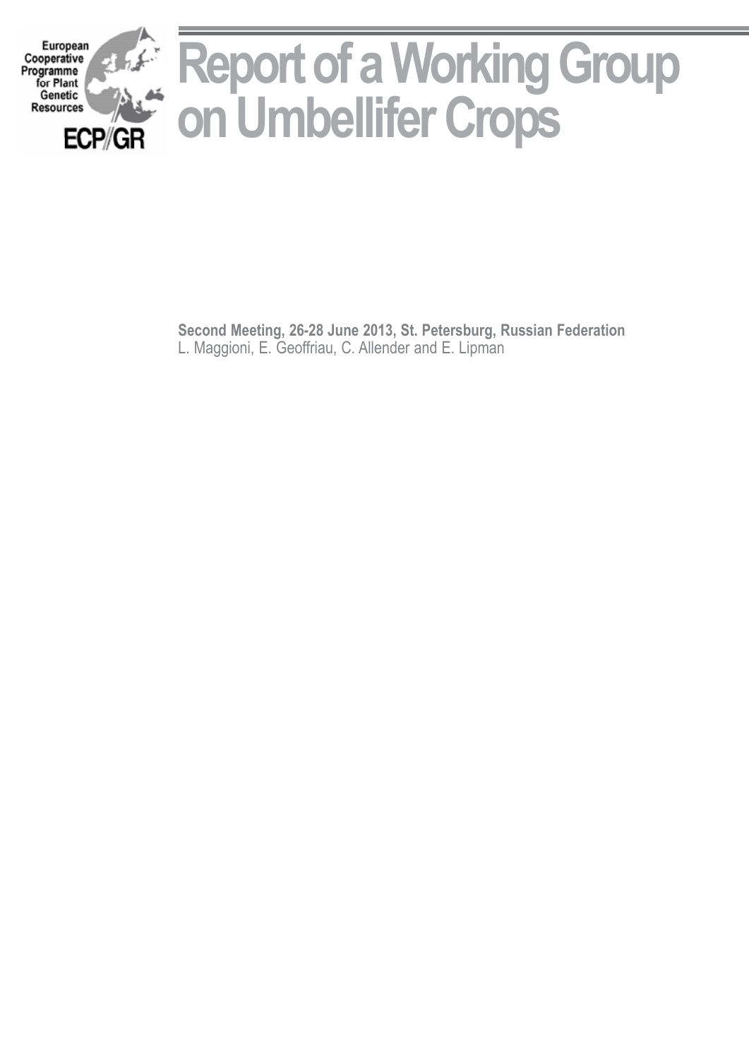European Cooperative Programme for Plant Genetic Resources

ECP/GR

# Report of a Working Group on Umbellifer Crops

**Second Meeting, 26-28 June 2013, St. Petersburg, Russian Federation**

L. Maggioni, E. Geoffriau, C. Allender and E. Lipman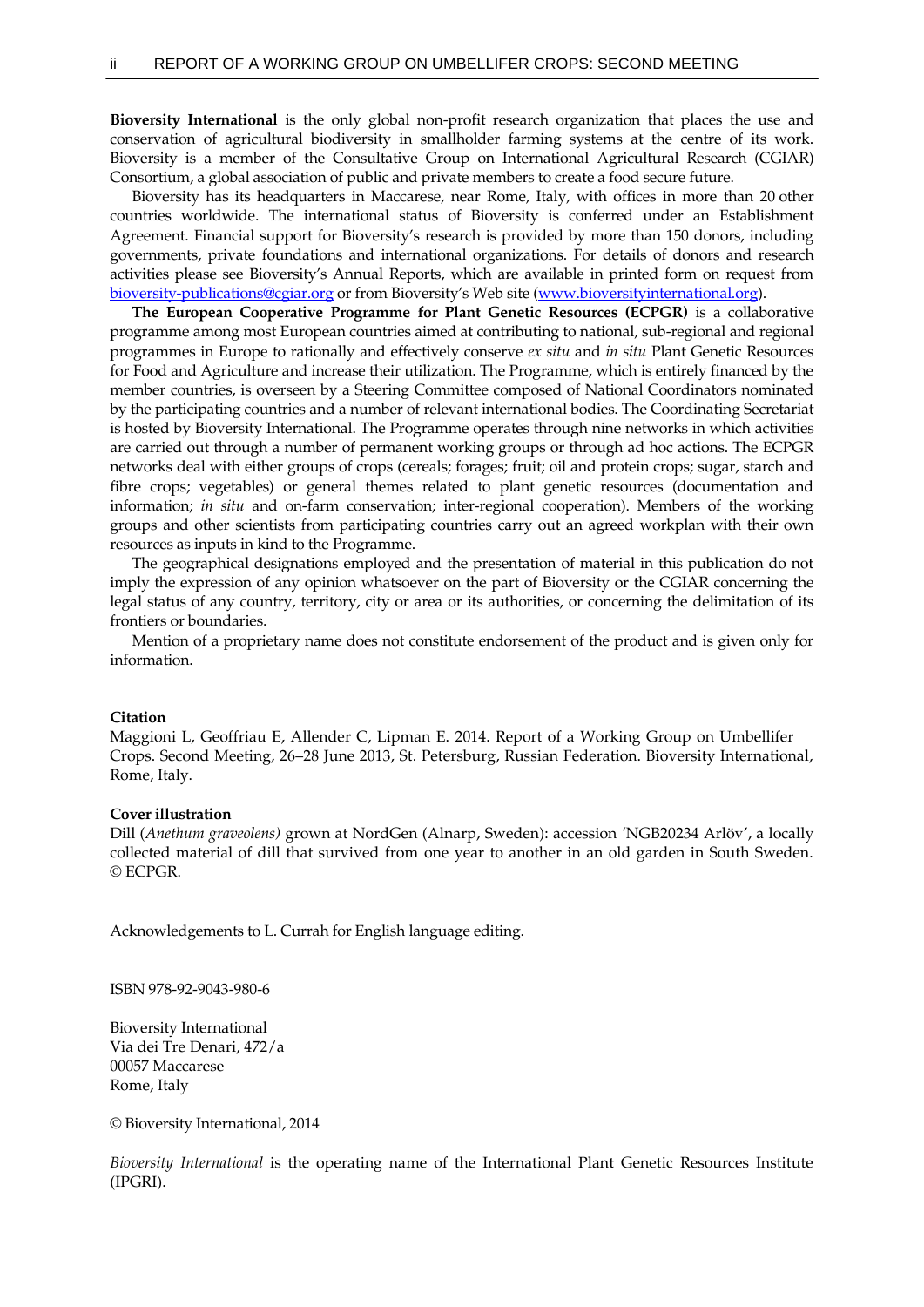**Bioversity International** is the only global non-profit research organization that places the use and conservation of agricultural biodiversity in smallholder farming systems at the centre of its work. Bioversity is a member of the Consultative Group on International Agricultural Research (CGIAR) Consortium, a global association of public and private members to create a food secure future.

Bioversity has its headquarters in Maccarese, near Rome, Italy, with offices in more than 20 other countries worldwide. The international status of Bioversity is conferred under an Establishment Agreement. Financial support for Bioversity's research is provided by more than 150 donors, including governments, private foundations and international organizations. For details of donors and research activities please see Bioversity's Annual Reports, which are available in printed form on request from bioversity-publications@cgiar.org or from Bioversity's Web site (www.bioversityinternational.org).

**The European Cooperative Programme for Plant Genetic Resources (ECPGR)** is a collaborative programme among most European countries aimed at contributing to national, sub-regional and regional programmes in Europe to rationally and effectively conserve *ex situ* and *in situ* Plant Genetic Resources for Food and Agriculture and increase their utilization. The Programme, which is entirely financed by the member countries, is overseen by a Steering Committee composed of National Coordinators nominated by the participating countries and a number of relevant international bodies. The Coordinating Secretariat is hosted by Bioversity International. The Programme operates through nine networks in which activities are carried out through a number of permanent working groups or through ad hoc actions. The ECPGR networks deal with either groups of crops (cereals; forages; fruit; oil and protein crops; sugar, starch and fibre crops; vegetables) or general themes related to plant genetic resources (documentation and information; *in situ* and on-farm conservation; inter-regional cooperation). Members of the working groups and other scientists from participating countries carry out an agreed workplan with their own resources as inputs in kind to the Programme.

The geographical designations employed and the presentation of material in this publication do not imply the expression of any opinion whatsoever on the part of Bioversity or the CGIAR concerning the legal status of any country, territory, city or area or its authorities, or concerning the delimitation of its frontiers or boundaries.

Mention of a proprietary name does not constitute endorsement of the product and is given only for information.

**Citation**

Maggioni L, Geoffriau E, Allender C, Lipman E. 2014. Report of a Working Group on Umbellifer Crops. Second Meeting, 26–28 June 2013, St. Petersburg, Russian Federation. Bioversity International, Rome, Italy.

**Cover illustration**

Dill (*Anethum graveolens)* grown at NordGen (Alnarp, Sweden): accession 'NGB20234 Arlöv', a locally collected material of dill that survived from one year to another in an old garden in South Sweden. © ECPGR.

Acknowledgements to L. Currah for English language editing.

ISBN 978-92-9043-980-6

Bioversity International
Via dei Tre Denari, 472/a
00057 Maccarese
Rome, Italy

© Bioversity International, 2014

*Bioversity International* is the operating name of the International Plant Genetic Resources Institute (IPGRI).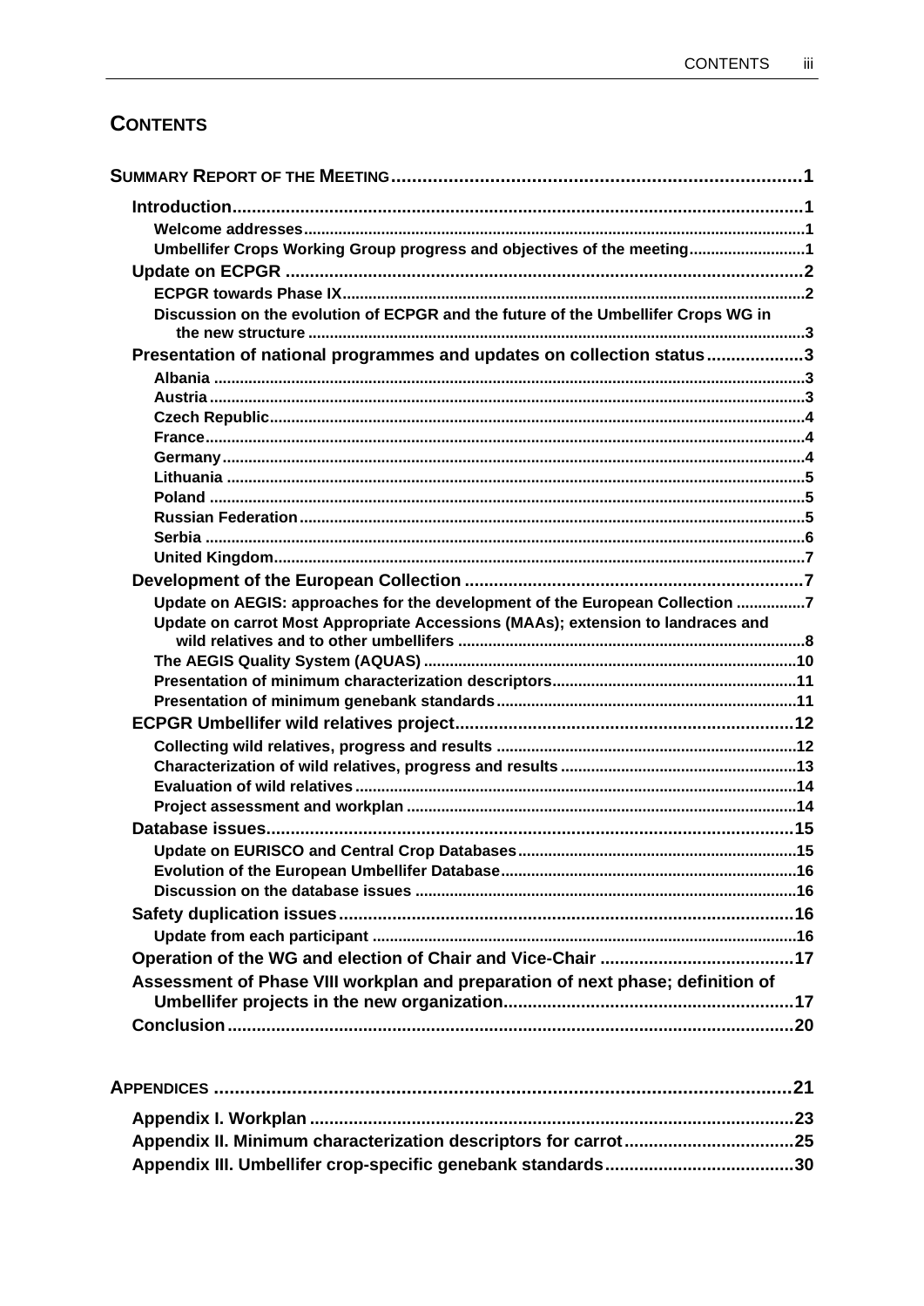# CONTENTS

**SUMMARY REPORT OF THE MEETING** ..... 1

- **Introduction** ..... 1
  - Welcome addresses ..... 1
  - Umbellifer Crops Working Group progress and objectives of the meeting ..... 1
- **Update on ECPGR** ..... 2
  - ECPGR towards Phase IX ..... 2
  - Discussion on the evolution of ECPGR and the future of the Umbellifer Crops WG in the new structure ..... 3
- **Presentation of national programmes and updates on collection status** ..... 3
  - Albania ..... 3
  - Austria ..... 3
  - Czech Republic ..... 4
  - France ..... 4
  - Germany ..... 4
  - Lithuania ..... 5
  - Poland ..... 5
  - Russian Federation ..... 5
  - Serbia ..... 6
  - United Kingdom ..... 7
- **Development of the European Collection** ..... 7
  - Update on AEGIS: approaches for the development of the European Collection ..... 7
  - Update on carrot Most Appropriate Accessions (MAAs); extension to landraces and wild relatives and to other umbellifers ..... 8
  - The AEGIS Quality System (AQUAS) ..... 10
  - Presentation of minimum characterization descriptors ..... 11
  - Presentation of minimum genebank standards ..... 11
- **ECPGR Umbellifer wild relatives project** ..... 12
  - Collecting wild relatives, progress and results ..... 12
  - Characterization of wild relatives, progress and results ..... 13
  - Evaluation of wild relatives ..... 14
  - Project assessment and workplan ..... 14
- **Database issues** ..... 15
  - Update on EURISCO and Central Crop Databases ..... 15
  - Evolution of the European Umbellifer Database ..... 16
  - Discussion on the database issues ..... 16
- **Safety duplication issues** ..... 16
  - Update from each participant ..... 16
- **Operation of the WG and election of Chair and Vice-Chair** ..... 17
- **Assessment of Phase VIII workplan and preparation of next phase; definition of Umbellifer projects in the new organization** ..... 17
- **Conclusion** ..... 20

**APPENDICES** ..... 21

- **Appendix I. Workplan** ..... 23
- **Appendix II. Minimum characterization descriptors for carrot** ..... 25
- **Appendix III. Umbellifer crop-specific genebank standards** ..... 30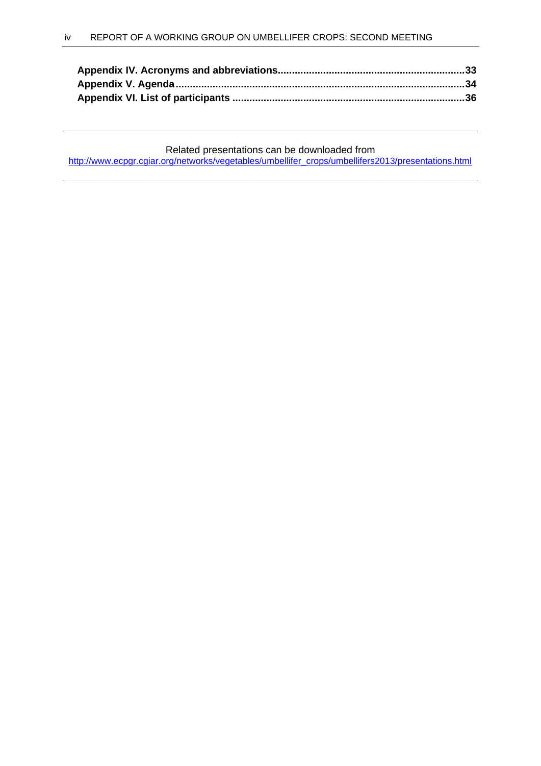**Appendix IV. Acronyms and abbreviations.................................................................33**
**Appendix V. Agenda.....................................................................................................34**
**Appendix VI. List of participants .................................................................................36**

---

Related presentations can be downloaded from
http://www.ecpgr.cgiar.org/networks/vegetables/umbellifer_crops/umbellifers2013/presentations.html

---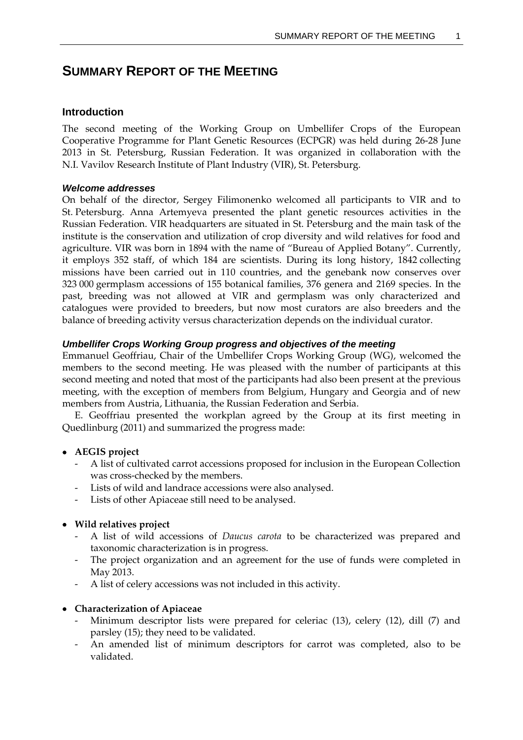# SUMMARY REPORT OF THE MEETING

## Introduction

The second meeting of the Working Group on Umbellifer Crops of the European Cooperative Programme for Plant Genetic Resources (ECPGR) was held during 26-28 June 2013 in St. Petersburg, Russian Federation. It was organized in collaboration with the N.I. Vavilov Research Institute of Plant Industry (VIR), St. Petersburg.

### *Welcome addresses*

On behalf of the director, Sergey Filimonenko welcomed all participants to VIR and to St. Petersburg. Anna Artemyeva presented the plant genetic resources activities in the Russian Federation. VIR headquarters are situated in St. Petersburg and the main task of the institute is the conservation and utilization of crop diversity and wild relatives for food and agriculture. VIR was born in 1894 with the name of "Bureau of Applied Botany". Currently, it employs 352 staff, of which 184 are scientists. During its long history, 1842 collecting missions have been carried out in 110 countries, and the genebank now conserves over 323 000 germplasm accessions of 155 botanical families, 376 genera and 2169 species. In the past, breeding was not allowed at VIR and germplasm was only characterized and catalogues were provided to breeders, but now most curators are also breeders and the balance of breeding activity versus characterization depends on the individual curator.

### *Umbellifer Crops Working Group progress and objectives of the meeting*

Emmanuel Geoffriau, Chair of the Umbellifer Crops Working Group (WG), welcomed the members to the second meeting. He was pleased with the number of participants at this second meeting and noted that most of the participants had also been present at the previous meeting, with the exception of members from Belgium, Hungary and Georgia and of new members from Austria, Lithuania, the Russian Federation and Serbia.

E. Geoffriau presented the workplan agreed by the Group at its first meeting in Quedlinburg (2011) and summarized the progress made:

- **AEGIS project**
  - A list of cultivated carrot accessions proposed for inclusion in the European Collection was cross-checked by the members.
  - Lists of wild and landrace accessions were also analysed.
  - Lists of other Apiaceae still need to be analysed.
- **Wild relatives project**
  - A list of wild accessions of *Daucus carota* to be characterized was prepared and taxonomic characterization is in progress.
  - The project organization and an agreement for the use of funds were completed in May 2013.
  - A list of celery accessions was not included in this activity.
- **Characterization of Apiaceae**
  - Minimum descriptor lists were prepared for celeriac (13), celery (12), dill (7) and parsley (15); they need to be validated.
  - An amended list of minimum descriptors for carrot was completed, also to be validated.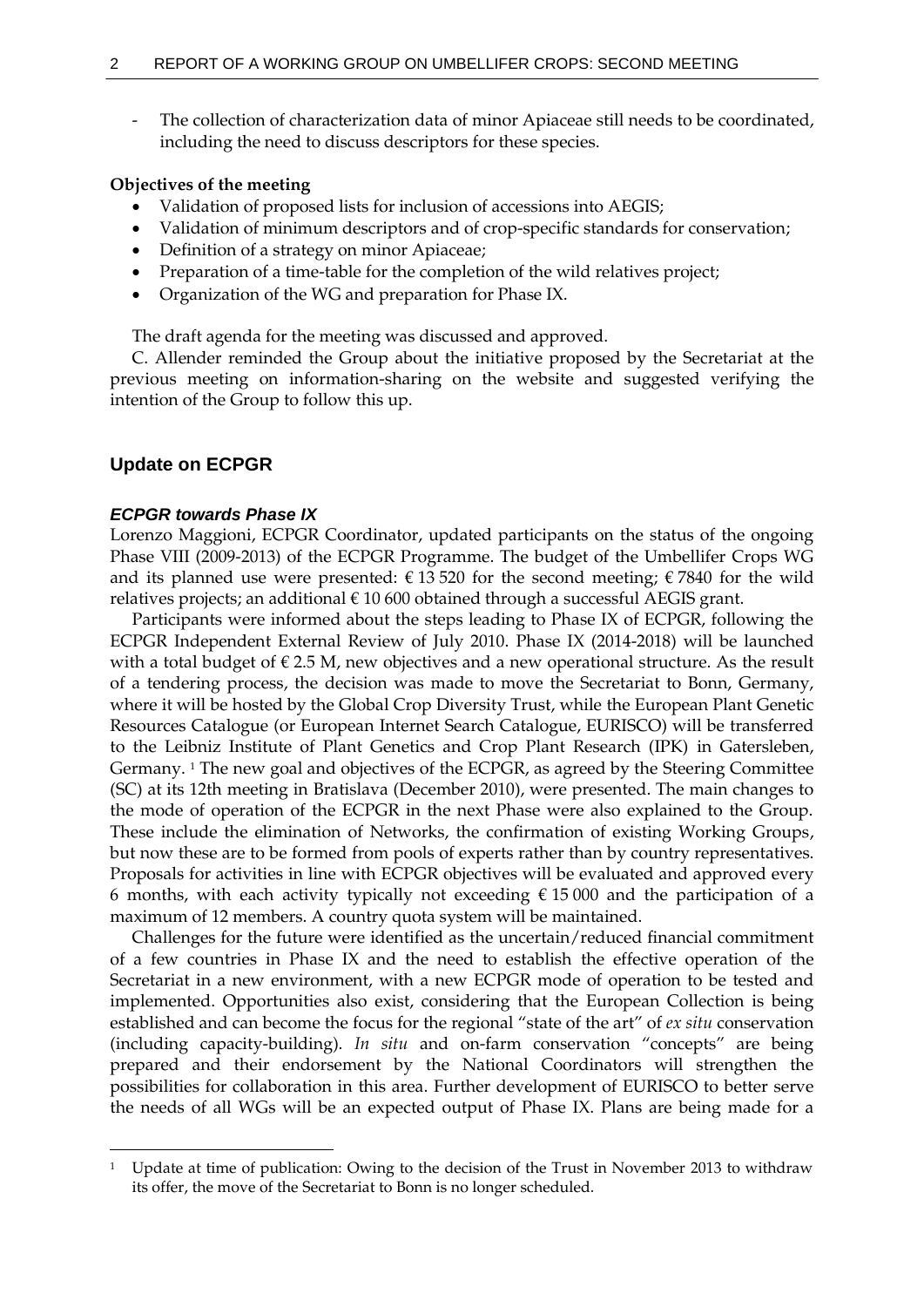- The collection of characterization data of minor Apiaceae still needs to be coordinated, including the need to discuss descriptors for these species.

**Objectives of the meeting**

- Validation of proposed lists for inclusion of accessions into AEGIS;
- Validation of minimum descriptors and of crop-specific standards for conservation;
- Definition of a strategy on minor Apiaceae;
- Preparation of a time-table for the completion of the wild relatives project;
- Organization of the WG and preparation for Phase IX.

The draft agenda for the meeting was discussed and approved.

C. Allender reminded the Group about the initiative proposed by the Secretariat at the previous meeting on information-sharing on the website and suggested verifying the intention of the Group to follow this up.

## Update on ECPGR

### *ECPGR towards Phase IX*

Lorenzo Maggioni, ECPGR Coordinator, updated participants on the status of the ongoing Phase VIII (2009-2013) of the ECPGR Programme. The budget of the Umbellifer Crops WG and its planned use were presented: € 13 520 for the second meeting; € 7840 for the wild relatives projects; an additional € 10 600 obtained through a successful AEGIS grant.

Participants were informed about the steps leading to Phase IX of ECPGR, following the ECPGR Independent External Review of July 2010. Phase IX (2014-2018) will be launched with a total budget of € 2.5 M, new objectives and a new operational structure. As the result of a tendering process, the decision was made to move the Secretariat to Bonn, Germany, where it will be hosted by the Global Crop Diversity Trust, while the European Plant Genetic Resources Catalogue (or European Internet Search Catalogue, EURISCO) will be transferred to the Leibniz Institute of Plant Genetics and Crop Plant Research (IPK) in Gatersleben, Germany. [1] The new goal and objectives of the ECPGR, as agreed by the Steering Committee (SC) at its 12th meeting in Bratislava (December 2010), were presented. The main changes to the mode of operation of the ECPGR in the next Phase were also explained to the Group. These include the elimination of Networks, the confirmation of existing Working Groups, but now these are to be formed from pools of experts rather than by country representatives. Proposals for activities in line with ECPGR objectives will be evaluated and approved every 6 months, with each activity typically not exceeding € 15 000 and the participation of a maximum of 12 members. A country quota system will be maintained.

Challenges for the future were identified as the uncertain/reduced financial commitment of a few countries in Phase IX and the need to establish the effective operation of the Secretariat in a new environment, with a new ECPGR mode of operation to be tested and implemented. Opportunities also exist, considering that the European Collection is being established and can become the focus for the regional "state of the art" of *ex situ* conservation (including capacity-building). *In situ* and on-farm conservation "concepts" are being prepared and their endorsement by the National Coordinators will strengthen the possibilities for collaboration in this area. Further development of EURISCO to better serve the needs of all WGs will be an expected output of Phase IX. Plans are being made for a

---

[1] Update at time of publication: Owing to the decision of the Trust in November 2013 to withdraw its offer, the move of the Secretariat to Bonn is no longer scheduled.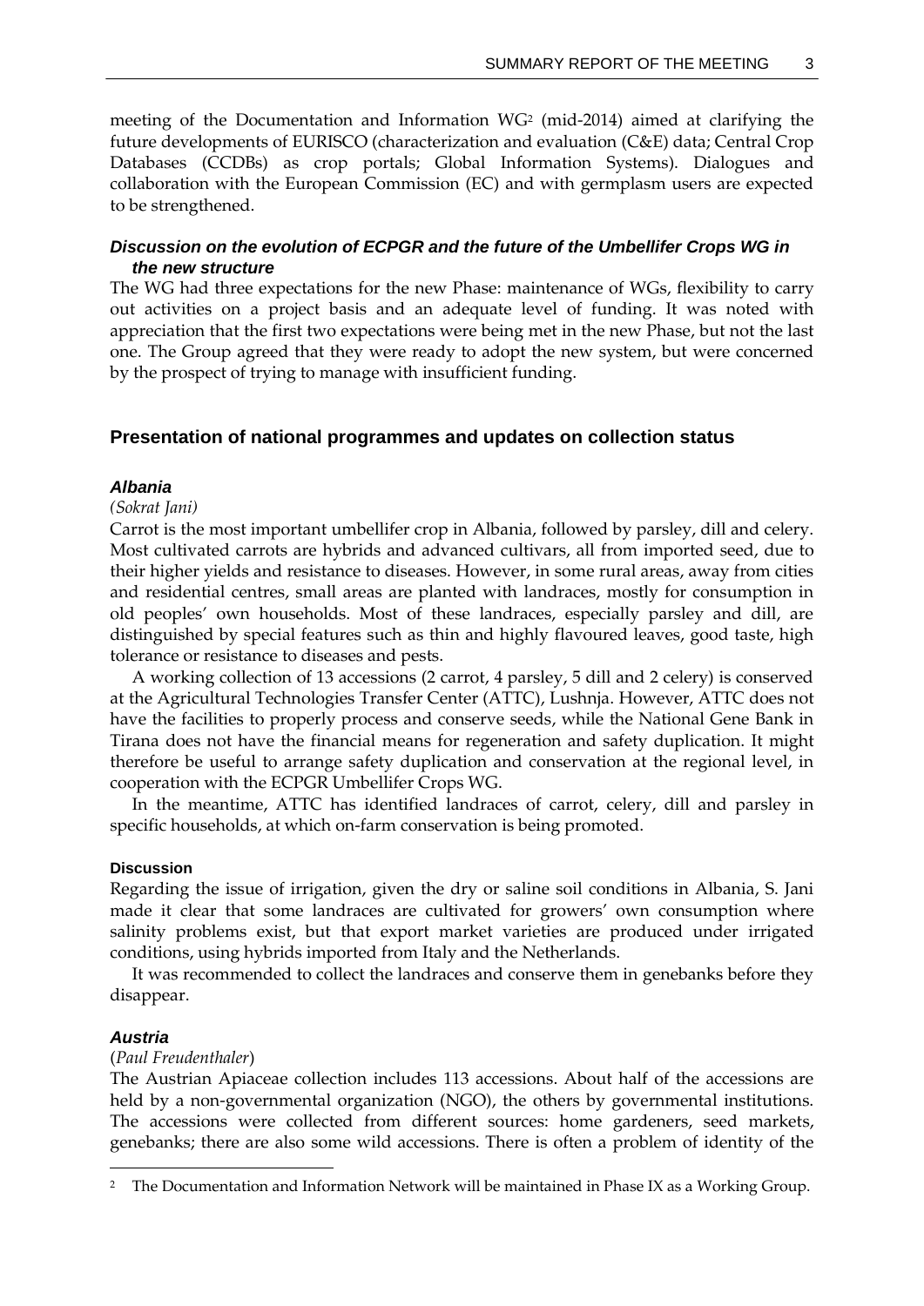meeting of the Documentation and Information WG[2] (mid-2014) aimed at clarifying the future developments of EURISCO (characterization and evaluation (C&E) data; Central Crop Databases (CCDBs) as crop portals; Global Information Systems). Dialogues and collaboration with the European Commission (EC) and with germplasm users are expected to be strengthened.

#### *Discussion on the evolution of ECPGR and the future of the Umbellifer Crops WG in the new structure*

The WG had three expectations for the new Phase: maintenance of WGs, flexibility to carry out activities on a project basis and an adequate level of funding. It was noted with appreciation that the first two expectations were being met in the new Phase, but not the last one. The Group agreed that they were ready to adopt the new system, but were concerned by the prospect of trying to manage with insufficient funding.

### Presentation of national programmes and updates on collection status

#### *Albania*

*(Sokrat Jani)*

Carrot is the most important umbellifer crop in Albania, followed by parsley, dill and celery. Most cultivated carrots are hybrids and advanced cultivars, all from imported seed, due to their higher yields and resistance to diseases. However, in some rural areas, away from cities and residential centres, small areas are planted with landraces, mostly for consumption in old peoples' own households. Most of these landraces, especially parsley and dill, are distinguished by special features such as thin and highly flavoured leaves, good taste, high tolerance or resistance to diseases and pests.

A working collection of 13 accessions (2 carrot, 4 parsley, 5 dill and 2 celery) is conserved at the Agricultural Technologies Transfer Center (ATTC), Lushnja. However, ATTC does not have the facilities to properly process and conserve seeds, while the National Gene Bank in Tirana does not have the financial means for regeneration and safety duplication. It might therefore be useful to arrange safety duplication and conservation at the regional level, in cooperation with the ECPGR Umbellifer Crops WG.

In the meantime, ATTC has identified landraces of carrot, celery, dill and parsley in specific households, at which on-farm conservation is being promoted.

##### Discussion

Regarding the issue of irrigation, given the dry or saline soil conditions in Albania, S. Jani made it clear that some landraces are cultivated for growers' own consumption where salinity problems exist, but that export market varieties are produced under irrigated conditions, using hybrids imported from Italy and the Netherlands.

It was recommended to collect the landraces and conserve them in genebanks before they disappear.

#### *Austria*

(*Paul Freudenthaler*)

The Austrian Apiaceae collection includes 113 accessions. About half of the accessions are held by a non-governmental organization (NGO), the others by governmental institutions. The accessions were collected from different sources: home gardeners, seed markets, genebanks; there are also some wild accessions. There is often a problem of identity of the

---

[2] The Documentation and Information Network will be maintained in Phase IX as a Working Group.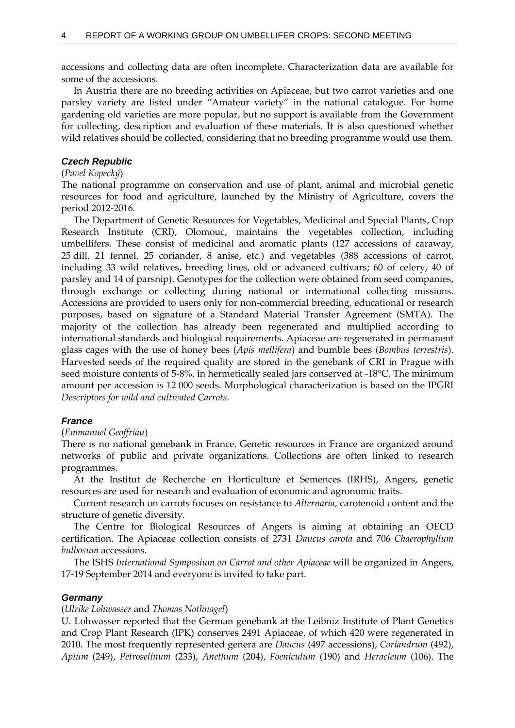accessions and collecting data are often incomplete. Characterization data are available for some of the accessions.

In Austria there are no breeding activities on Apiaceae, but two carrot varieties and one parsley variety are listed under "Amateur variety" in the national catalogue. For home gardening old varieties are more popular, but no support is available from the Government for collecting, description and evaluation of these materials. It is also questioned whether wild relatives should be collected, considering that no breeding programme would use them.

### Czech Republic

(*Pavel Kopecký*)

The national programme on conservation and use of plant, animal and microbial genetic resources for food and agriculture, launched by the Ministry of Agriculture, covers the period 2012-2016.

The Department of Genetic Resources for Vegetables, Medicinal and Special Plants, Crop Research Institute (CRI), Olomouc, maintains the vegetables collection, including umbellifers. These consist of medicinal and aromatic plants (127 accessions of caraway, 25 dill, 21 fennel, 25 coriander, 8 anise, etc.) and vegetables (388 accessions of carrot, including 33 wild relatives, breeding lines, old or advanced cultivars; 60 of celery, 40 of parsley and 14 of parsnip). Genotypes for the collection were obtained from seed companies, through exchange or collecting during national or international collecting missions. Accessions are provided to users only for non-commercial breeding, educational or research purposes, based on signature of a Standard Material Transfer Agreement (SMTA). The majority of the collection has already been regenerated and multiplied according to international standards and biological requirements. Apiaceae are regenerated in permanent glass cages with the use of honey bees (*Apis mellifera*) and bumble bees (*Bombus terrestris*). Harvested seeds of the required quality are stored in the genebank of CRI in Prague with seed moisture contents of 5-8%, in hermetically sealed jars conserved at -18°C. The minimum amount per accession is 12 000 seeds. Morphological characterization is based on the IPGRI *Descriptors for wild and cultivated Carrots.*

### France

(*Emmanuel Geoffriau*)

There is no national genebank in France. Genetic resources in France are organized around networks of public and private organizations. Collections are often linked to research programmes.

At the Institut de Recherche en Horticulture et Semences (IRHS), Angers, genetic resources are used for research and evaluation of economic and agronomic traits.

Current research on carrots focuses on resistance to *Alternaria,* carotenoid content and the structure of genetic diversity.

The Centre for Biological Resources of Angers is aiming at obtaining an OECD certification. The Apiaceae collection consists of 2731 *Daucus carota* and 706 *Chaerophyllum bulbosum* accessions.

The ISHS *International Symposium on Carrot and other Apiaceae* will be organized in Angers, 17-19 September 2014 and everyone is invited to take part.

### Germany

(*Ulrike Lohwasser* and *Thomas Nothnagel*)

U. Lohwasser reported that the German genebank at the Leibniz Institute of Plant Genetics and Crop Plant Research (IPK) conserves 2491 Apiaceae, of which 420 were regenerated in 2010. The most frequently represented genera are *Daucus* (497 accessions), *Coriandrum* (492), *Apium* (249), *Petroselinum* (233), *Anethum* (204), *Foeniculum* (190) and *Heracleum* (106). The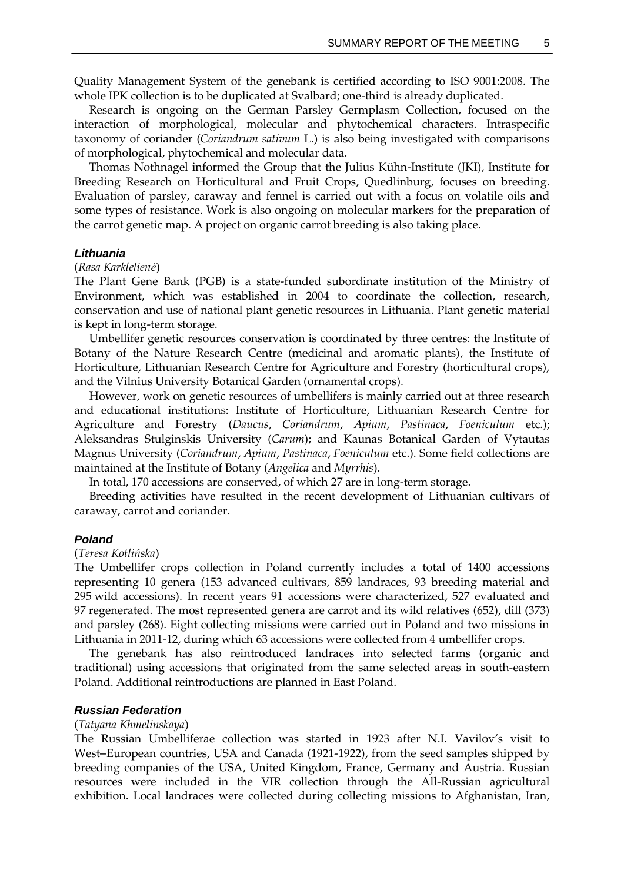Quality Management System of the genebank is certified according to ISO 9001:2008. The whole IPK collection is to be duplicated at Svalbard; one-third is already duplicated.

Research is ongoing on the German Parsley Germplasm Collection, focused on the interaction of morphological, molecular and phytochemical characters. Intraspecific taxonomy of coriander (*Coriandrum sativum* L.) is also being investigated with comparisons of morphological, phytochemical and molecular data.

Thomas Nothnagel informed the Group that the Julius Kühn-Institute (JKI), Institute for Breeding Research on Horticultural and Fruit Crops, Quedlinburg, focuses on breeding. Evaluation of parsley, caraway and fennel is carried out with a focus on volatile oils and some types of resistance. Work is also ongoing on molecular markers for the preparation of the carrot genetic map. A project on organic carrot breeding is also taking place.

#### *Lithuania*

(*Rasa Karklelienė*)

The Plant Gene Bank (PGB) is a state-funded subordinate institution of the Ministry of Environment, which was established in 2004 to coordinate the collection, research, conservation and use of national plant genetic resources in Lithuania. Plant genetic material is kept in long-term storage.

Umbellifer genetic resources conservation is coordinated by three centres: the Institute of Botany of the Nature Research Centre (medicinal and aromatic plants), the Institute of Horticulture, Lithuanian Research Centre for Agriculture and Forestry (horticultural crops), and the Vilnius University Botanical Garden (ornamental crops).

However, work on genetic resources of umbellifers is mainly carried out at three research and educational institutions: Institute of Horticulture, Lithuanian Research Centre for Agriculture and Forestry (*Daucus*, *Coriandrum*, *Apium*, *Pastinaca*, *Foeniculum* etc.); Aleksandras Stulginskis University (*Carum*); and Kaunas Botanical Garden of Vytautas Magnus University (*Coriandrum*, *Apium*, *Pastinaca*, *Foeniculum* etc.). Some field collections are maintained at the Institute of Botany (*Angelica* and *Myrrhis*).

In total, 170 accessions are conserved, of which 27 are in long-term storage.

Breeding activities have resulted in the recent development of Lithuanian cultivars of caraway, carrot and coriander.

#### *Poland*

(*Teresa Kotlińska*)

The Umbellifer crops collection in Poland currently includes a total of 1400 accessions representing 10 genera (153 advanced cultivars, 859 landraces, 93 breeding material and 295 wild accessions). In recent years 91 accessions were characterized, 527 evaluated and 97 regenerated. The most represented genera are carrot and its wild relatives (652), dill (373) and parsley (268). Eight collecting missions were carried out in Poland and two missions in Lithuania in 2011-12, during which 63 accessions were collected from 4 umbellifer crops.

The genebank has also reintroduced landraces into selected farms (organic and traditional) using accessions that originated from the same selected areas in south-eastern Poland. Additional reintroductions are planned in East Poland.

#### *Russian Federation*

(*Tatyana Khmelinskaya*)

The Russian Umbelliferae collection was started in 1923 after N.I. Vavilov's visit to West–European countries, USA and Canada (1921-1922), from the seed samples shipped by breeding companies of the USA, United Kingdom, France, Germany and Austria. Russian resources were included in the VIR collection through the All-Russian agricultural exhibition. Local landraces were collected during collecting missions to Afghanistan, Iran,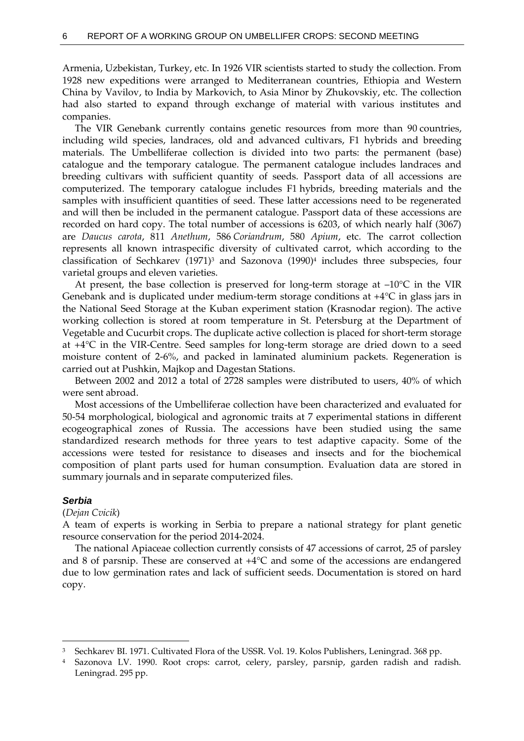Armenia, Uzbekistan, Turkey, etc. In 1926 VIR scientists started to study the collection. From 1928 new expeditions were arranged to Mediterranean countries, Ethiopia and Western China by Vavilov, to India by Markovich, to Asia Minor by Zhukovskiy, etc. The collection had also started to expand through exchange of material with various institutes and companies.

The VIR Genebank currently contains genetic resources from more than 90 countries, including wild species, landraces, old and advanced cultivars, F1 hybrids and breeding materials. The Umbelliferae collection is divided into two parts: the permanent (base) catalogue and the temporary catalogue. The permanent catalogue includes landraces and breeding cultivars with sufficient quantity of seeds. Passport data of all accessions are computerized. The temporary catalogue includes F1 hybrids, breeding materials and the samples with insufficient quantities of seed. These latter accessions need to be regenerated and will then be included in the permanent catalogue. Passport data of these accessions are recorded on hard copy. The total number of accessions is 6203, of which nearly half (3067) are *Daucus carota*, 811 *Anethum*, 586 *Coriandrum*, 580 *Apium*, etc. The carrot collection represents all known intraspecific diversity of cultivated carrot, which according to the classification of Sechkarev (1971)[3] and Sazonova (1990)[4] includes three subspecies, four varietal groups and eleven varieties.

At present, the base collection is preserved for long-term storage at –10°C in the VIR Genebank and is duplicated under medium-term storage conditions at +4°C in glass jars in the National Seed Storage at the Kuban experiment station (Krasnodar region). The active working collection is stored at room temperature in St. Petersburg at the Department of Vegetable and Cucurbit crops. The duplicate active collection is placed for short-term storage at +4°C in the VIR-Centre. Seed samples for long-term storage are dried down to a seed moisture content of 2-6%, and packed in laminated aluminium packets. Regeneration is carried out at Pushkin, Majkop and Dagestan Stations.

Between 2002 and 2012 a total of 2728 samples were distributed to users, 40% of which were sent abroad.

Most accessions of the Umbelliferae collection have been characterized and evaluated for 50-54 morphological, biological and agronomic traits at 7 experimental stations in different ecogeographical zones of Russia. The accessions have been studied using the same standardized research methods for three years to test adaptive capacity. Some of the accessions were tested for resistance to diseases and insects and for the biochemical composition of plant parts used for human consumption. Evaluation data are stored in summary journals and in separate computerized files.

### *Serbia*

(*Dejan Cvicik*)

A team of experts is working in Serbia to prepare a national strategy for plant genetic resource conservation for the period 2014-2024.

The national Apiaceae collection currently consists of 47 accessions of carrot, 25 of parsley and 8 of parsnip. These are conserved at +4°C and some of the accessions are endangered due to low germination rates and lack of sufficient seeds. Documentation is stored on hard copy.

---

[3] Sechkarev BI. 1971. Cultivated Flora of the USSR. Vol. 19. Kolos Publishers, Leningrad. 368 pp.

[4] Sazonova LV. 1990. Root crops: carrot, celery, parsley, parsnip, garden radish and radish. Leningrad. 295 pp.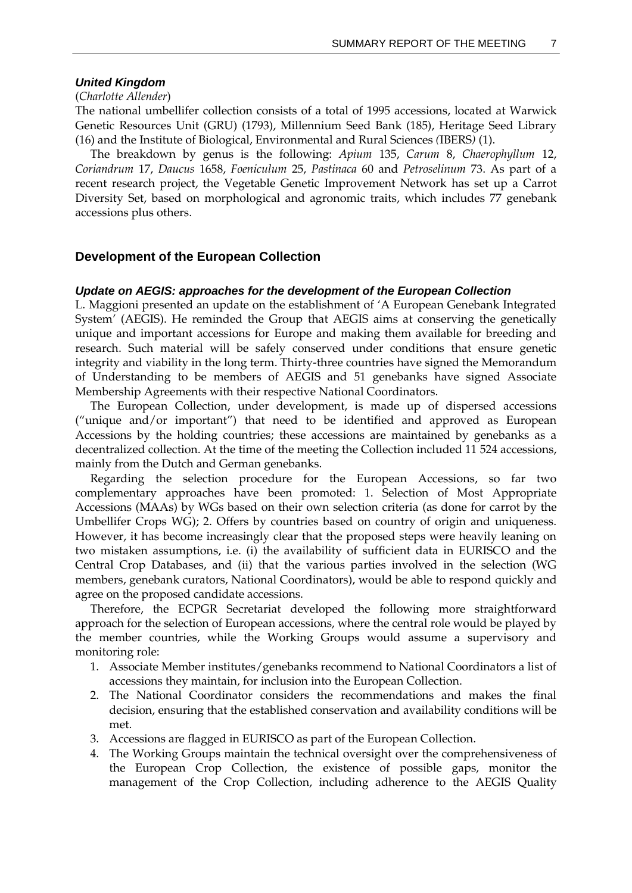### *United Kingdom*

(*Charlotte Allender*)

The national umbellifer collection consists of a total of 1995 accessions, located at Warwick Genetic Resources Unit (GRU) (1793), Millennium Seed Bank (185), Heritage Seed Library (16) and the Institute of Biological, Environmental and Rural Sciences (IBERS) (1).

The breakdown by genus is the following: *Apium* 135, *Carum* 8, *Chaerophyllum* 12, *Coriandrum* 17, *Daucus* 1658, *Foeniculum* 25, *Pastinaca* 60 and *Petroselinum* 73. As part of a recent research project, the Vegetable Genetic Improvement Network has set up a Carrot Diversity Set, based on morphological and agronomic traits, which includes 77 genebank accessions plus others.

## Development of the European Collection

### *Update on AEGIS: approaches for the development of the European Collection*

L. Maggioni presented an update on the establishment of 'A European Genebank Integrated System' (AEGIS). He reminded the Group that AEGIS aims at conserving the genetically unique and important accessions for Europe and making them available for breeding and research. Such material will be safely conserved under conditions that ensure genetic integrity and viability in the long term. Thirty-three countries have signed the Memorandum of Understanding to be members of AEGIS and 51 genebanks have signed Associate Membership Agreements with their respective National Coordinators.

The European Collection, under development, is made up of dispersed accessions ("unique and/or important") that need to be identified and approved as European Accessions by the holding countries; these accessions are maintained by genebanks as a decentralized collection. At the time of the meeting the Collection included 11 524 accessions, mainly from the Dutch and German genebanks.

Regarding the selection procedure for the European Accessions, so far two complementary approaches have been promoted: 1. Selection of Most Appropriate Accessions (MAAs) by WGs based on their own selection criteria (as done for carrot by the Umbellifer Crops WG); 2. Offers by countries based on country of origin and uniqueness. However, it has become increasingly clear that the proposed steps were heavily leaning on two mistaken assumptions, i.e. (i) the availability of sufficient data in EURISCO and the Central Crop Databases, and (ii) that the various parties involved in the selection (WG members, genebank curators, National Coordinators), would be able to respond quickly and agree on the proposed candidate accessions.

Therefore, the ECPGR Secretariat developed the following more straightforward approach for the selection of European accessions, where the central role would be played by the member countries, while the Working Groups would assume a supervisory and monitoring role:

1. Associate Member institutes/genebanks recommend to National Coordinators a list of accessions they maintain, for inclusion into the European Collection.
2. The National Coordinator considers the recommendations and makes the final decision, ensuring that the established conservation and availability conditions will be met.
3. Accessions are flagged in EURISCO as part of the European Collection.
4. The Working Groups maintain the technical oversight over the comprehensiveness of the European Crop Collection, the existence of possible gaps, monitor the management of the Crop Collection, including adherence to the AEGIS Quality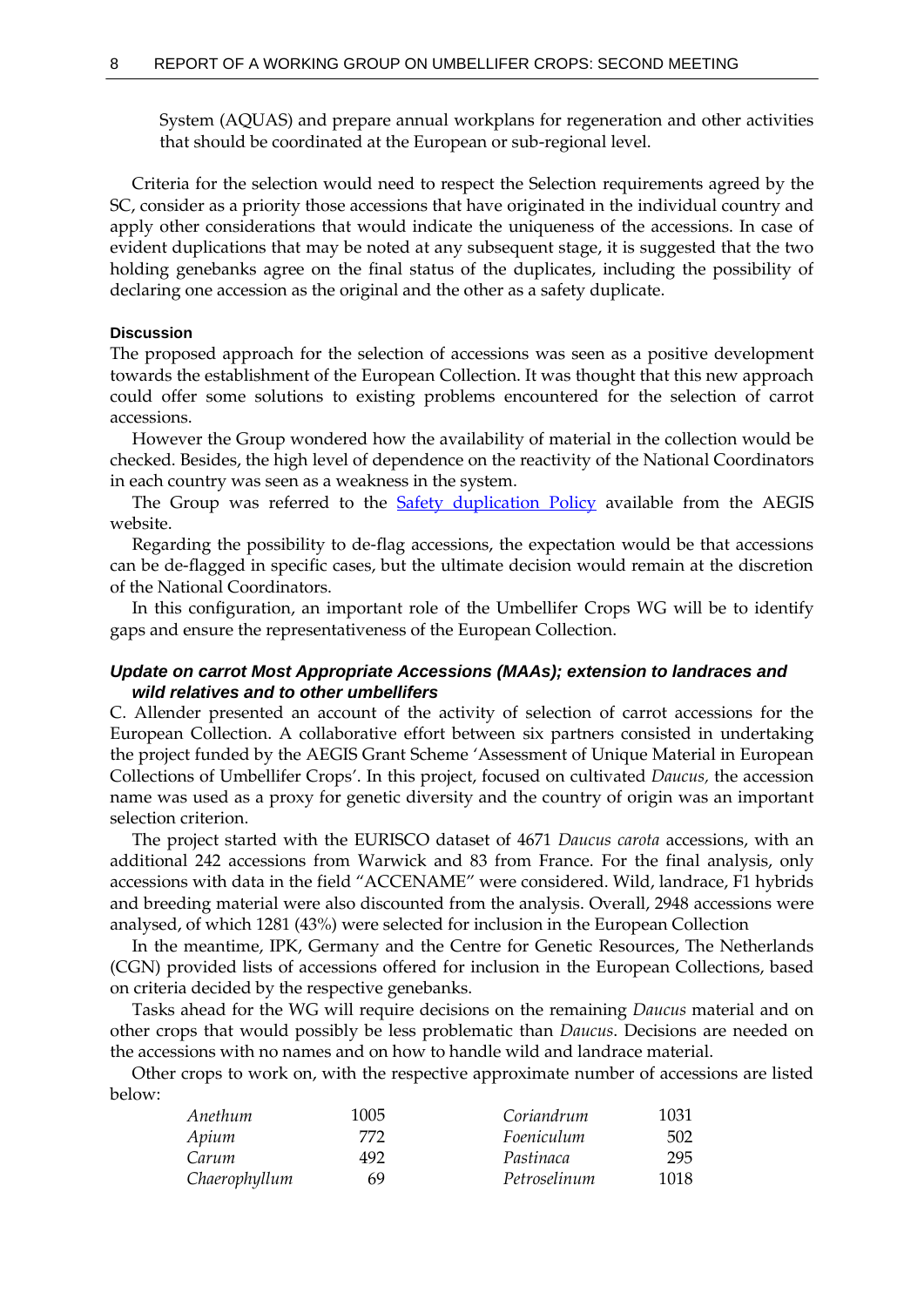System (AQUAS) and prepare annual workplans for regeneration and other activities that should be coordinated at the European or sub-regional level.

Criteria for the selection would need to respect the Selection requirements agreed by the SC, consider as a priority those accessions that have originated in the individual country and apply other considerations that would indicate the uniqueness of the accessions. In case of evident duplications that may be noted at any subsequent stage, it is suggested that the two holding genebanks agree on the final status of the duplicates, including the possibility of declaring one accession as the original and the other as a safety duplicate.

#### Discussion

The proposed approach for the selection of accessions was seen as a positive development towards the establishment of the European Collection. It was thought that this new approach could offer some solutions to existing problems encountered for the selection of carrot accessions.

However the Group wondered how the availability of material in the collection would be checked. Besides, the high level of dependence on the reactivity of the National Coordinators in each country was seen as a weakness in the system.

The Group was referred to the Safety duplication Policy available from the AEGIS website.

Regarding the possibility to de-flag accessions, the expectation would be that accessions can be de-flagged in specific cases, but the ultimate decision would remain at the discretion of the National Coordinators.

In this configuration, an important role of the Umbellifer Crops WG will be to identify gaps and ensure the representativeness of the European Collection.

### *Update on carrot Most Appropriate Accessions (MAAs); extension to landraces and wild relatives and to other umbellifers*

C. Allender presented an account of the activity of selection of carrot accessions for the European Collection. A collaborative effort between six partners consisted in undertaking the project funded by the AEGIS Grant Scheme 'Assessment of Unique Material in European Collections of Umbellifer Crops'. In this project, focused on cultivated *Daucus,* the accession name was used as a proxy for genetic diversity and the country of origin was an important selection criterion.

The project started with the EURISCO dataset of 4671 *Daucus carota* accessions, with an additional 242 accessions from Warwick and 83 from France. For the final analysis, only accessions with data in the field "ACCENAME" were considered. Wild, landrace, F1 hybrids and breeding material were also discounted from the analysis. Overall, 2948 accessions were analysed, of which 1281 (43%) were selected for inclusion in the European Collection

In the meantime, IPK, Germany and the Centre for Genetic Resources, The Netherlands (CGN) provided lists of accessions offered for inclusion in the European Collections, based on criteria decided by the respective genebanks.

Tasks ahead for the WG will require decisions on the remaining *Daucus* material and on other crops that would possibly be less problematic than *Daucus*. Decisions are needed on the accessions with no names and on how to handle wild and landrace material.

Other crops to work on, with the respective approximate number of accessions are listed below:

| | | | |
|---|---|---|---|
| *Anethum* | 1005 | *Coriandrum* | 1031 |
| *Apium* | 772 | *Foeniculum* | 502 |
| *Carum* | 492 | *Pastinaca* | 295 |
| *Chaerophyllum* | 69 | *Petroselinum* | 1018 |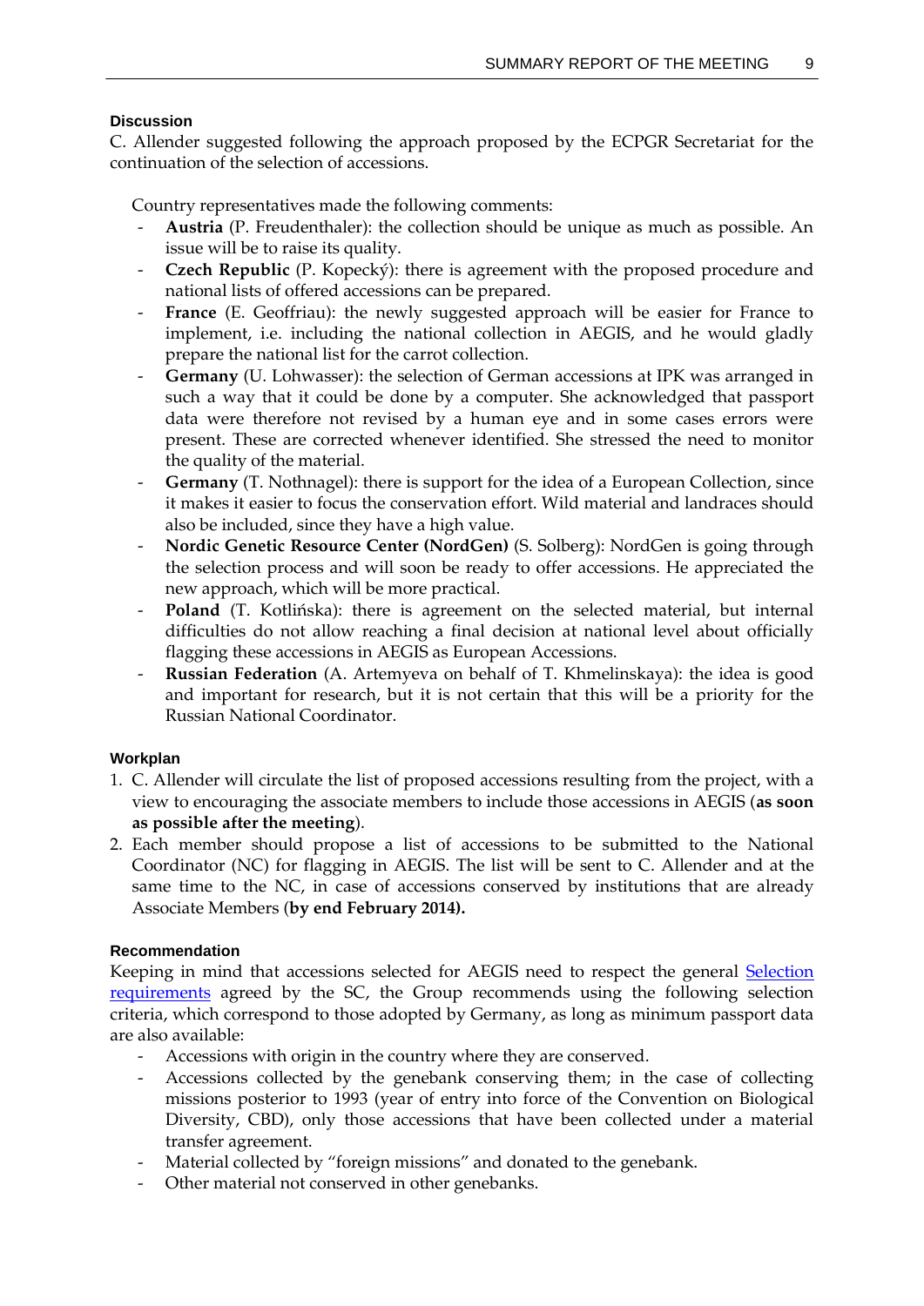### Discussion

C. Allender suggested following the approach proposed by the ECPGR Secretariat for the continuation of the selection of accessions.

Country representatives made the following comments:

- **Austria** (P. Freudenthaler): the collection should be unique as much as possible. An issue will be to raise its quality.
- **Czech Republic** (P. Kopecký): there is agreement with the proposed procedure and national lists of offered accessions can be prepared.
- **France** (E. Geoffriau): the newly suggested approach will be easier for France to implement, i.e. including the national collection in AEGIS, and he would gladly prepare the national list for the carrot collection.
- **Germany** (U. Lohwasser): the selection of German accessions at IPK was arranged in such a way that it could be done by a computer. She acknowledged that passport data were therefore not revised by a human eye and in some cases errors were present. These are corrected whenever identified. She stressed the need to monitor the quality of the material.
- **Germany** (T. Nothnagel): there is support for the idea of a European Collection, since it makes it easier to focus the conservation effort. Wild material and landraces should also be included, since they have a high value.
- **Nordic Genetic Resource Center (NordGen)** (S. Solberg): NordGen is going through the selection process and will soon be ready to offer accessions. He appreciated the new approach, which will be more practical.
- **Poland** (T. Kotlińska): there is agreement on the selected material, but internal difficulties do not allow reaching a final decision at national level about officially flagging these accessions in AEGIS as European Accessions.
- **Russian Federation** (A. Artemyeva on behalf of T. Khmelinskaya): the idea is good and important for research, but it is not certain that this will be a priority for the Russian National Coordinator.

### Workplan

1. C. Allender will circulate the list of proposed accessions resulting from the project, with a view to encouraging the associate members to include those accessions in AEGIS (**as soon as possible after the meeting**).
2. Each member should propose a list of accessions to be submitted to the National Coordinator (NC) for flagging in AEGIS. The list will be sent to C. Allender and at the same time to the NC, in case of accessions conserved by institutions that are already Associate Members (**by end February 2014).**

### Recommendation

Keeping in mind that accessions selected for AEGIS need to respect the general Selection requirements agreed by the SC, the Group recommends using the following selection criteria, which correspond to those adopted by Germany, as long as minimum passport data are also available:

- Accessions with origin in the country where they are conserved.
- Accessions collected by the genebank conserving them; in the case of collecting missions posterior to 1993 (year of entry into force of the Convention on Biological Diversity, CBD), only those accessions that have been collected under a material transfer agreement.
- Material collected by "foreign missions" and donated to the genebank.
- Other material not conserved in other genebanks.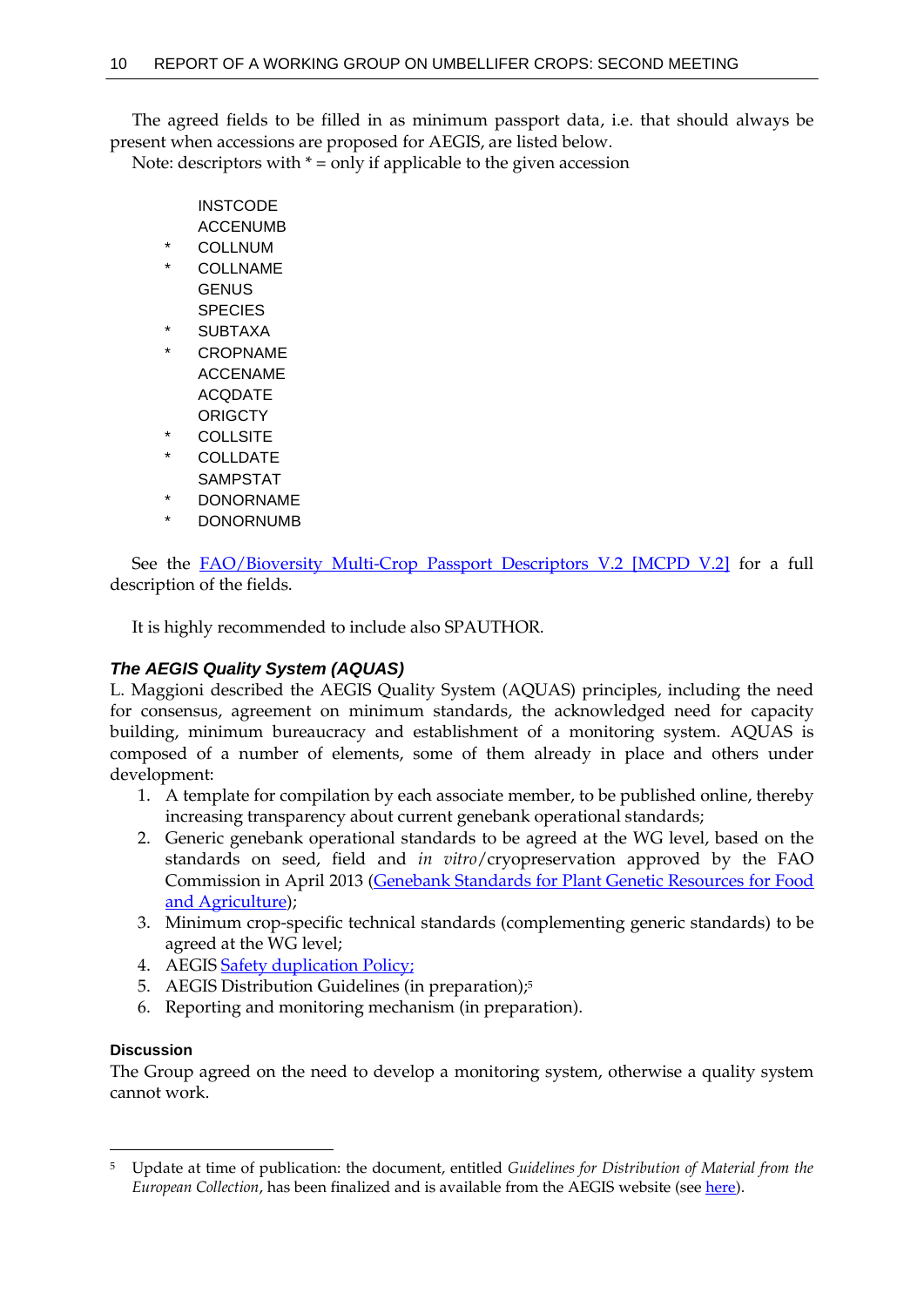The agreed fields to be filled in as minimum passport data, i.e. that should always be present when accessions are proposed for AEGIS, are listed below.

Note: descriptors with * = only if applicable to the given accession

INSTCODE
ACCENUMB
* COLLNUM
* COLLNAME
GENUS
SPECIES
* SUBTAXA
* CROPNAME
ACCENAME
ACQDATE
ORIGCTY
* COLLSITE
* COLLDATE
SAMPSTAT
* DONORNAME
* DONORNUMB

See the [FAO/Bioversity Multi-Crop Passport Descriptors V.2 [MCPD V.2]](#) for a full description of the fields.

It is highly recommended to include also SPAUTHOR.

### *The AEGIS Quality System (AQUAS)*

L. Maggioni described the AEGIS Quality System (AQUAS) principles, including the need for consensus, agreement on minimum standards, the acknowledged need for capacity building, minimum bureaucracy and establishment of a monitoring system. AQUAS is composed of a number of elements, some of them already in place and others under development:

1. A template for compilation by each associate member, to be published online, thereby increasing transparency about current genebank operational standards;
2. Generic genebank operational standards to be agreed at the WG level, based on the standards on seed, field and *in vitro*/cryopreservation approved by the FAO Commission in April 2013 ([Genebank Standards for Plant Genetic Resources for Food and Agriculture](#));
3. Minimum crop-specific technical standards (complementing generic standards) to be agreed at the WG level;
4. AEGIS [Safety duplication Policy;](#)
5. AEGIS Distribution Guidelines (in preparation);[5]
6. Reporting and monitoring mechanism (in preparation).

#### Discussion

The Group agreed on the need to develop a monitoring system, otherwise a quality system cannot work.

---

[5] Update at time of publication: the document, entitled *Guidelines for Distribution of Material from the European Collection*, has been finalized and is available from the AEGIS website (see [here](#)).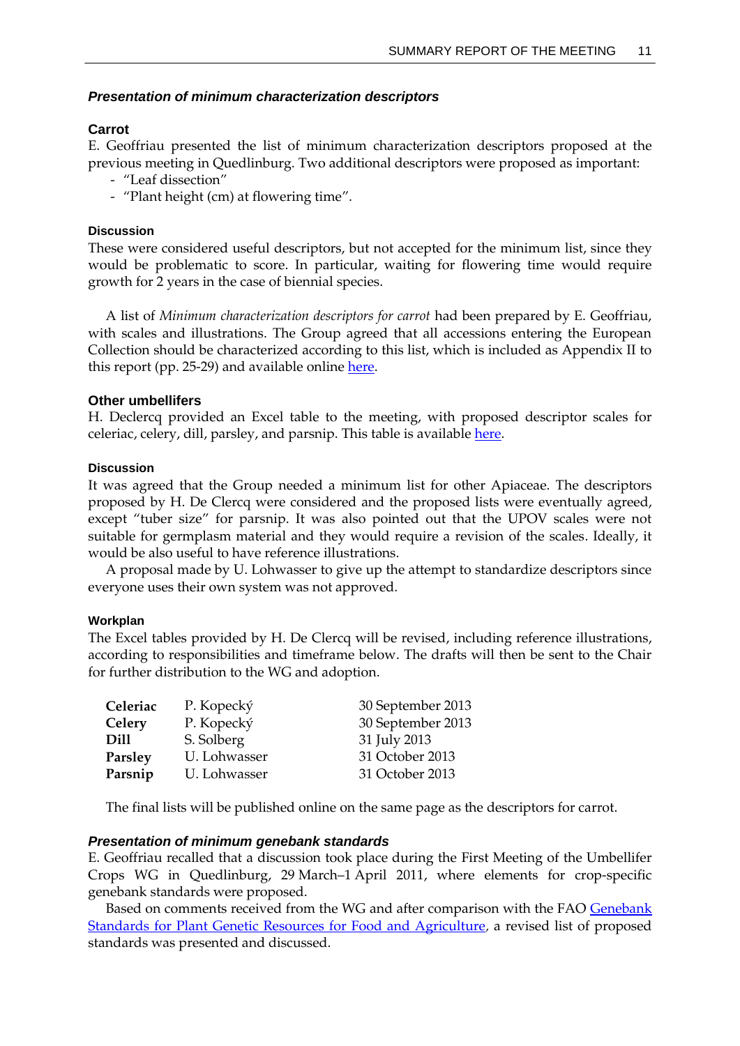### *Presentation of minimum characterization descriptors*

#### Carrot

E. Geoffriau presented the list of minimum characterization descriptors proposed at the previous meeting in Quedlinburg. Two additional descriptors were proposed as important:

- "Leaf dissection"
- "Plant height (cm) at flowering time".

##### Discussion

These were considered useful descriptors, but not accepted for the minimum list, since they would be problematic to score. In particular, waiting for flowering time would require growth for 2 years in the case of biennial species.

A list of *Minimum characterization descriptors for carrot* had been prepared by E. Geoffriau, with scales and illustrations. The Group agreed that all accessions entering the European Collection should be characterized according to this list, which is included as Appendix II to this report (pp. 25-29) and available online here.

#### Other umbellifers

H. Declercq provided an Excel table to the meeting, with proposed descriptor scales for celeriac, celery, dill, parsley, and parsnip. This table is available here.

##### Discussion

It was agreed that the Group needed a minimum list for other Apiaceae. The descriptors proposed by H. De Clercq were considered and the proposed lists were eventually agreed, except "tuber size" for parsnip. It was also pointed out that the UPOV scales were not suitable for germplasm material and they would require a revision of the scales. Ideally, it would be also useful to have reference illustrations.

A proposal made by U. Lohwasser to give up the attempt to standardize descriptors since everyone uses their own system was not approved.

##### Workplan

The Excel tables provided by H. De Clercq will be revised, including reference illustrations, according to responsibilities and timeframe below. The drafts will then be sent to the Chair for further distribution to the WG and adoption.

| | | |
|---|---|---|
| **Celeriac** | P. Kopecký | 30 September 2013 |
| **Celery** | P. Kopecký | 30 September 2013 |
| **Dill** | S. Solberg | 31 July 2013 |
| **Parsley** | U. Lohwasser | 31 October 2013 |
| **Parsnip** | U. Lohwasser | 31 October 2013 |

The final lists will be published online on the same page as the descriptors for carrot.

### *Presentation of minimum genebank standards*

E. Geoffriau recalled that a discussion took place during the First Meeting of the Umbellifer Crops WG in Quedlinburg, 29 March–1 April 2011, where elements for crop-specific genebank standards were proposed.

Based on comments received from the WG and after comparison with the FAO Genebank Standards for Plant Genetic Resources for Food and Agriculture, a revised list of proposed standards was presented and discussed.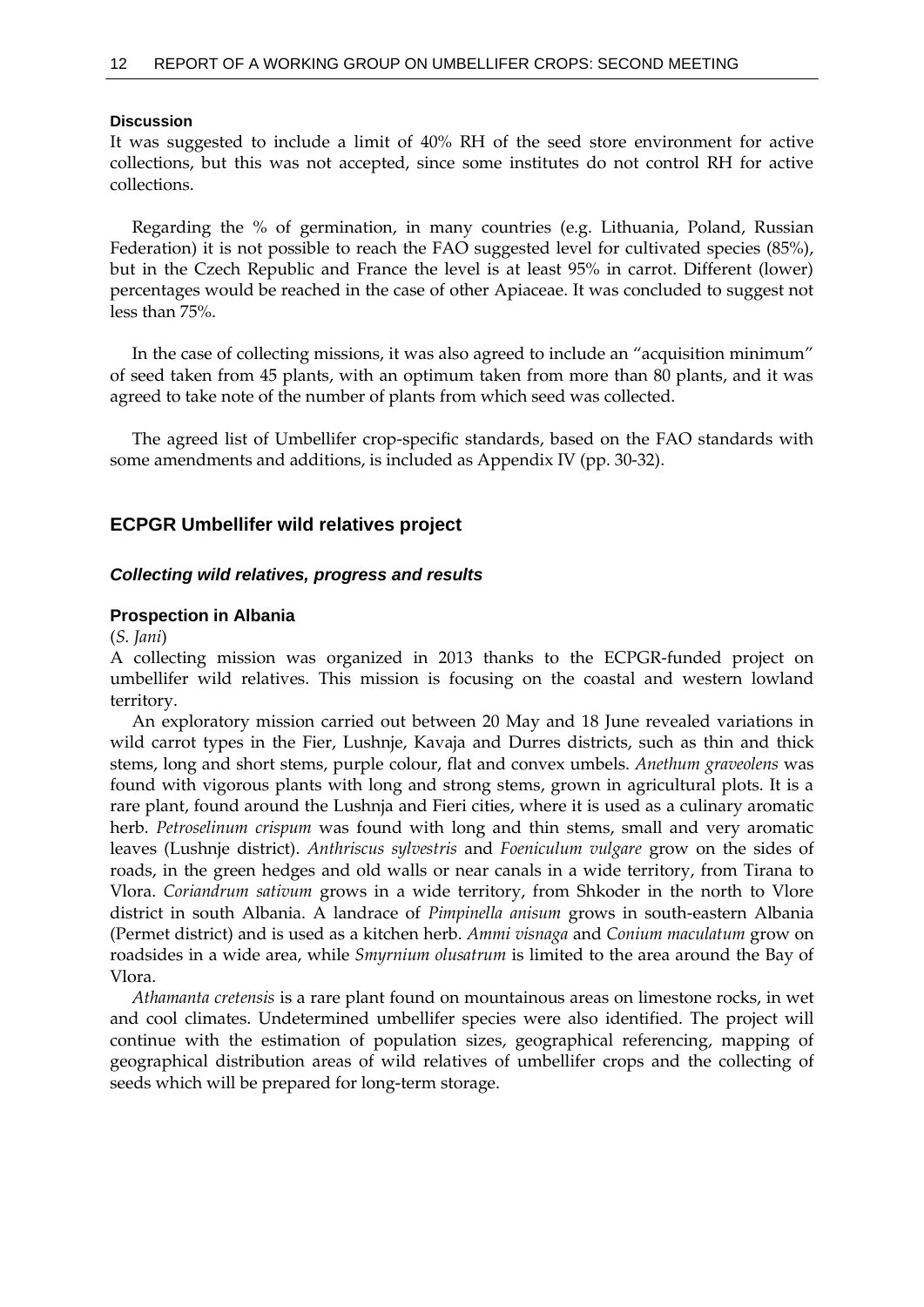#### Discussion

It was suggested to include a limit of 40% RH of the seed store environment for active collections, but this was not accepted, since some institutes do not control RH for active collections.

Regarding the % of germination, in many countries (e.g. Lithuania, Poland, Russian Federation) it is not possible to reach the FAO suggested level for cultivated species (85%), but in the Czech Republic and France the level is at least 95% in carrot. Different (lower) percentages would be reached in the case of other Apiaceae. It was concluded to suggest not less than 75%.

In the case of collecting missions, it was also agreed to include an "acquisition minimum" of seed taken from 45 plants, with an optimum taken from more than 80 plants, and it was agreed to take note of the number of plants from which seed was collected.

The agreed list of Umbellifer crop-specific standards, based on the FAO standards with some amendments and additions, is included as Appendix IV (pp. 30-32).

## ECPGR Umbellifer wild relatives project

### *Collecting wild relatives, progress and results*

#### Prospection in Albania

(*S. Jani*)

A collecting mission was organized in 2013 thanks to the ECPGR-funded project on umbellifer wild relatives. This mission is focusing on the coastal and western lowland territory.

An exploratory mission carried out between 20 May and 18 June revealed variations in wild carrot types in the Fier, Lushnje, Kavaja and Durres districts, such as thin and thick stems, long and short stems, purple colour, flat and convex umbels. *Anethum graveolens* was found with vigorous plants with long and strong stems, grown in agricultural plots. It is a rare plant, found around the Lushnja and Fieri cities, where it is used as a culinary aromatic herb. *Petroselinum crispum* was found with long and thin stems, small and very aromatic leaves (Lushnje district). *Anthriscus sylvestris* and *Foeniculum vulgare* grow on the sides of roads, in the green hedges and old walls or near canals in a wide territory, from Tirana to Vlora. *Coriandrum sativum* grows in a wide territory, from Shkoder in the north to Vlore district in south Albania. A landrace of *Pimpinella anisum* grows in south-eastern Albania (Permet district) and is used as a kitchen herb. *Ammi visnaga* and *Conium maculatum* grow on roadsides in a wide area, while *Smyrnium olusatrum* is limited to the area around the Bay of Vlora.

*Athamanta cretensis* is a rare plant found on mountainous areas on limestone rocks, in wet and cool climates. Undetermined umbellifer species were also identified. The project will continue with the estimation of population sizes, geographical referencing, mapping of geographical distribution areas of wild relatives of umbellifer crops and the collecting of seeds which will be prepared for long-term storage.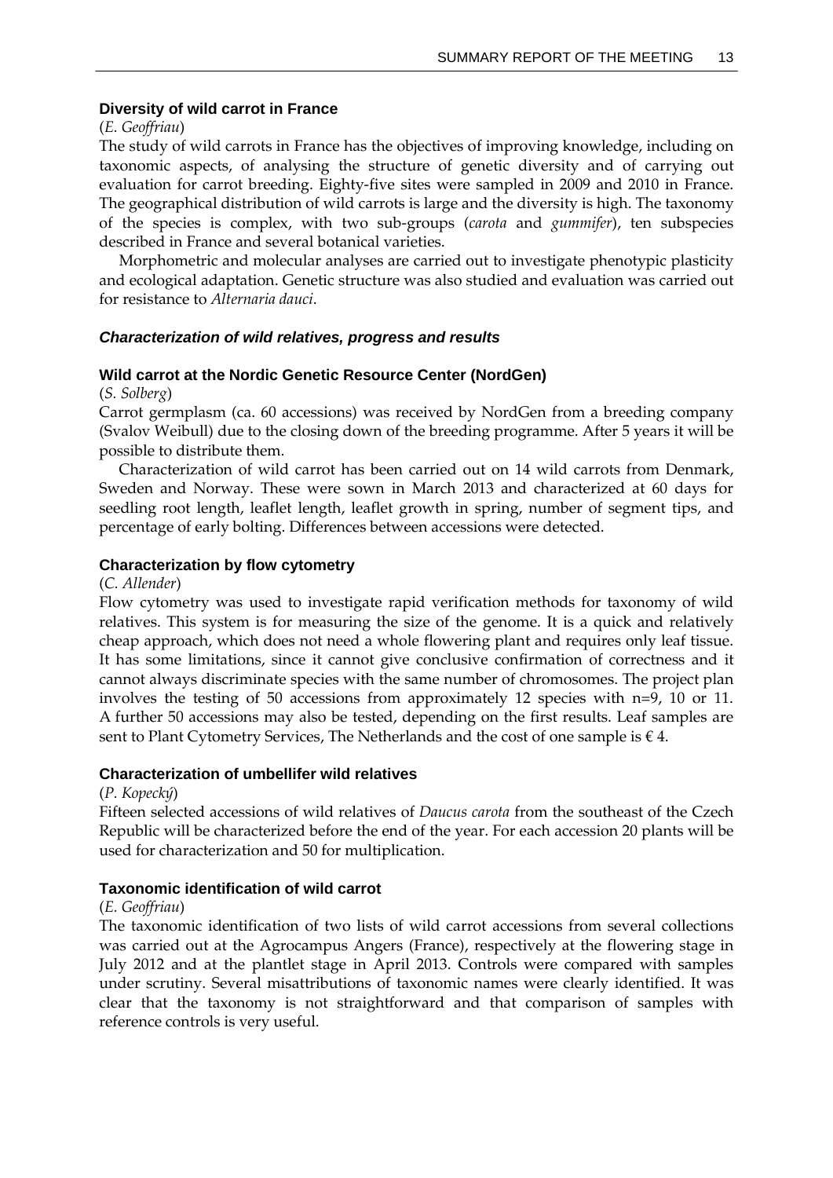### Diversity of wild carrot in France

(*E. Geoffriau*)

The study of wild carrots in France has the objectives of improving knowledge, including on taxonomic aspects, of analysing the structure of genetic diversity and of carrying out evaluation for carrot breeding. Eighty-five sites were sampled in 2009 and 2010 in France. The geographical distribution of wild carrots is large and the diversity is high. The taxonomy of the species is complex, with two sub-groups (*carota* and *gummifer*), ten subspecies described in France and several botanical varieties.

Morphometric and molecular analyses are carried out to investigate phenotypic plasticity and ecological adaptation. Genetic structure was also studied and evaluation was carried out for resistance to *Alternaria dauci*.

## *Characterization of wild relatives, progress and results*

### Wild carrot at the Nordic Genetic Resource Center (NordGen)

(*S. Solberg*)

Carrot germplasm (ca. 60 accessions) was received by NordGen from a breeding company (Svalov Weibull) due to the closing down of the breeding programme. After 5 years it will be possible to distribute them.

Characterization of wild carrot has been carried out on 14 wild carrots from Denmark, Sweden and Norway. These were sown in March 2013 and characterized at 60 days for seedling root length, leaflet length, leaflet growth in spring, number of segment tips, and percentage of early bolting. Differences between accessions were detected.

### Characterization by flow cytometry

(*C. Allender*)

Flow cytometry was used to investigate rapid verification methods for taxonomy of wild relatives. This system is for measuring the size of the genome. It is a quick and relatively cheap approach, which does not need a whole flowering plant and requires only leaf tissue. It has some limitations, since it cannot give conclusive confirmation of correctness and it cannot always discriminate species with the same number of chromosomes. The project plan involves the testing of 50 accessions from approximately 12 species with n=9, 10 or 11. A further 50 accessions may also be tested, depending on the first results. Leaf samples are sent to Plant Cytometry Services, The Netherlands and the cost of one sample is € 4.

### Characterization of umbellifer wild relatives

(*P. Kopecký*)

Fifteen selected accessions of wild relatives of *Daucus carota* from the southeast of the Czech Republic will be characterized before the end of the year. For each accession 20 plants will be used for characterization and 50 for multiplication.

### Taxonomic identification of wild carrot

(*E. Geoffriau*)

The taxonomic identification of two lists of wild carrot accessions from several collections was carried out at the Agrocampus Angers (France), respectively at the flowering stage in July 2012 and at the plantlet stage in April 2013. Controls were compared with samples under scrutiny. Several misattributions of taxonomic names were clearly identified. It was clear that the taxonomy is not straightforward and that comparison of samples with reference controls is very useful.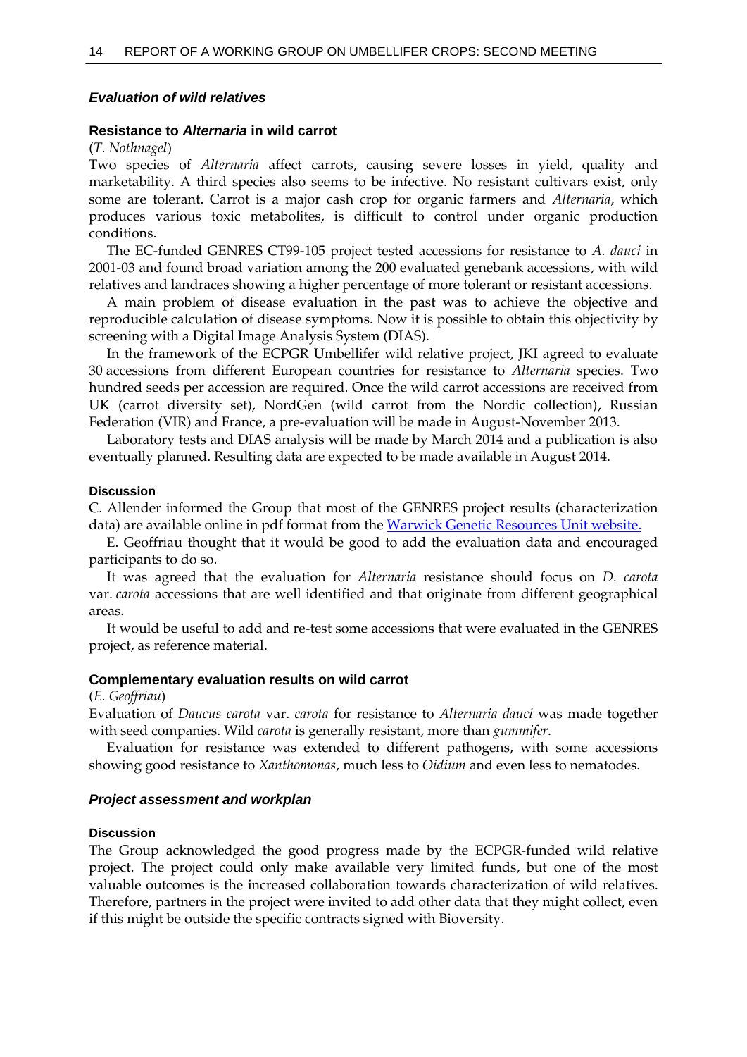### *Evaluation of wild relatives*

#### Resistance to *Alternaria* in wild carrot

(*T. Nothnagel*)

Two species of *Alternaria* affect carrots, causing severe losses in yield, quality and marketability. A third species also seems to be infective. No resistant cultivars exist, only some are tolerant. Carrot is a major cash crop for organic farmers and *Alternaria*, which produces various toxic metabolites, is difficult to control under organic production conditions.

The EC-funded GENRES CT99-105 project tested accessions for resistance to *A. dauci* in 2001-03 and found broad variation among the 200 evaluated genebank accessions, with wild relatives and landraces showing a higher percentage of more tolerant or resistant accessions.

A main problem of disease evaluation in the past was to achieve the objective and reproducible calculation of disease symptoms. Now it is possible to obtain this objectivity by screening with a Digital Image Analysis System (DIAS).

In the framework of the ECPGR Umbellifer wild relative project, JKI agreed to evaluate 30 accessions from different European countries for resistance to *Alternaria* species. Two hundred seeds per accession are required. Once the wild carrot accessions are received from UK (carrot diversity set), NordGen (wild carrot from the Nordic collection), Russian Federation (VIR) and France, a pre-evaluation will be made in August-November 2013.

Laboratory tests and DIAS analysis will be made by March 2014 and a publication is also eventually planned. Resulting data are expected to be made available in August 2014.

##### Discussion

C. Allender informed the Group that most of the GENRES project results (characterization data) are available online in pdf format from the Warwick Genetic Resources Unit website.

E. Geoffriau thought that it would be good to add the evaluation data and encouraged participants to do so.

It was agreed that the evaluation for *Alternaria* resistance should focus on *D. carota* var. *carota* accessions that are well identified and that originate from different geographical areas.

It would be useful to add and re-test some accessions that were evaluated in the GENRES project, as reference material.

#### Complementary evaluation results on wild carrot

(*E. Geoffriau*)

Evaluation of *Daucus carota* var. *carota* for resistance to *Alternaria dauci* was made together with seed companies. Wild *carota* is generally resistant, more than *gummifer*.

Evaluation for resistance was extended to different pathogens, with some accessions showing good resistance to *Xanthomonas*, much less to *Oidium* and even less to nematodes.

### *Project assessment and workplan*

##### Discussion

The Group acknowledged the good progress made by the ECPGR-funded wild relative project. The project could only make available very limited funds, but one of the most valuable outcomes is the increased collaboration towards characterization of wild relatives. Therefore, partners in the project were invited to add other data that they might collect, even if this might be outside the specific contracts signed with Bioversity.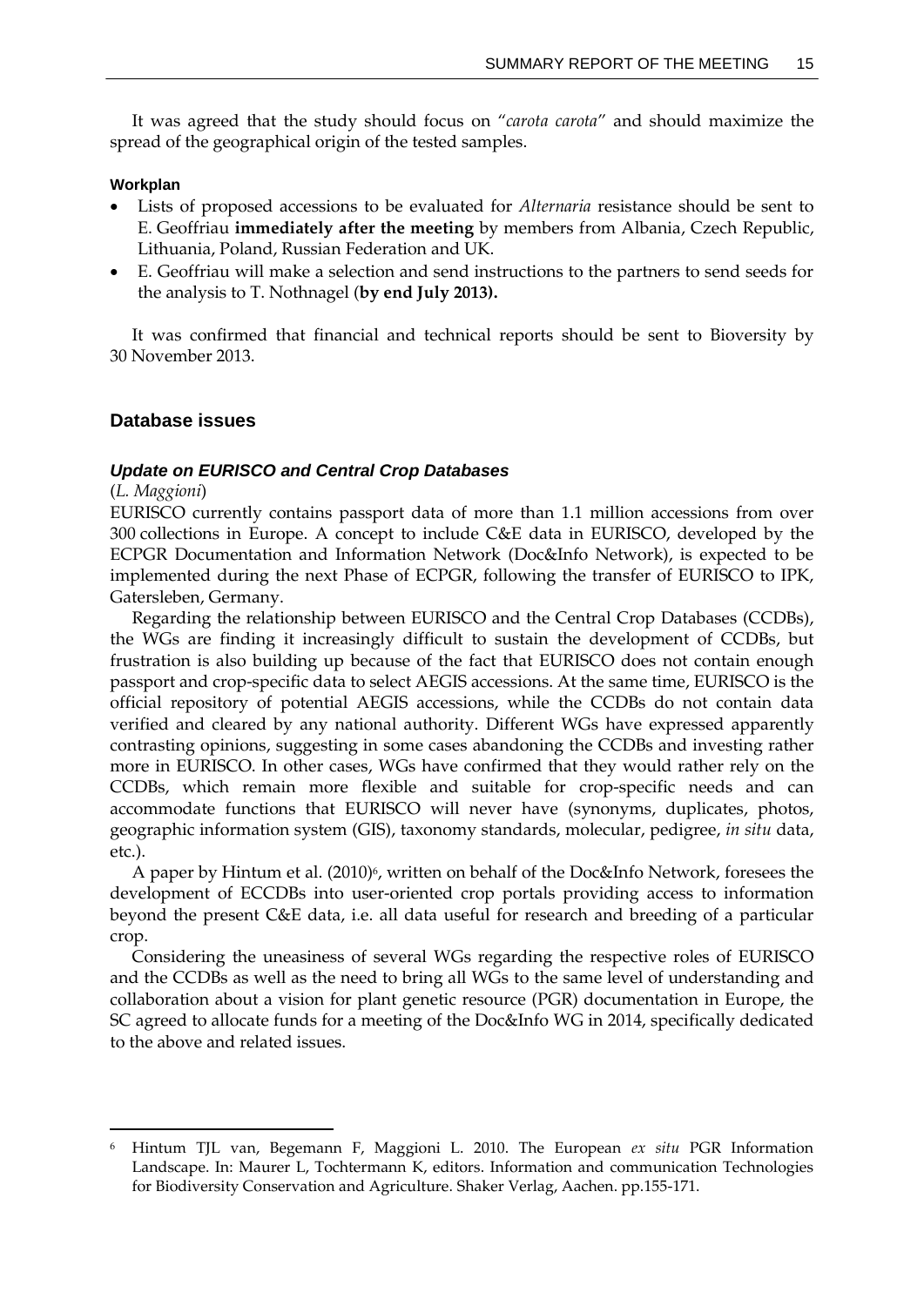It was agreed that the study should focus on "*carota carota*" and should maximize the spread of the geographical origin of the tested samples.

#### Workplan

- Lists of proposed accessions to be evaluated for *Alternaria* resistance should be sent to E. Geoffriau **immediately after the meeting** by members from Albania, Czech Republic, Lithuania, Poland, Russian Federation and UK.
- E. Geoffriau will make a selection and send instructions to the partners to send seeds for the analysis to T. Nothnagel (**by end July 2013).**

It was confirmed that financial and technical reports should be sent to Bioversity by 30 November 2013.

## Database issues

### *Update on EURISCO and Central Crop Databases*

(*L. Maggioni*)

EURISCO currently contains passport data of more than 1.1 million accessions from over 300 collections in Europe. A concept to include C&E data in EURISCO, developed by the ECPGR Documentation and Information Network (Doc&Info Network), is expected to be implemented during the next Phase of ECPGR, following the transfer of EURISCO to IPK, Gatersleben, Germany.

Regarding the relationship between EURISCO and the Central Crop Databases (CCDBs), the WGs are finding it increasingly difficult to sustain the development of CCDBs, but frustration is also building up because of the fact that EURISCO does not contain enough passport and crop-specific data to select AEGIS accessions. At the same time, EURISCO is the official repository of potential AEGIS accessions, while the CCDBs do not contain data verified and cleared by any national authority. Different WGs have expressed apparently contrasting opinions, suggesting in some cases abandoning the CCDBs and investing rather more in EURISCO. In other cases, WGs have confirmed that they would rather rely on the CCDBs, which remain more flexible and suitable for crop-specific needs and can accommodate functions that EURISCO will never have (synonyms, duplicates, photos, geographic information system (GIS), taxonomy standards, molecular, pedigree, *in situ* data, etc.).

A paper by Hintum et al. (2010)[6], written on behalf of the Doc&Info Network, foresees the development of ECCDBs into user-oriented crop portals providing access to information beyond the present C&E data, i.e. all data useful for research and breeding of a particular crop.

Considering the uneasiness of several WGs regarding the respective roles of EURISCO and the CCDBs as well as the need to bring all WGs to the same level of understanding and collaboration about a vision for plant genetic resource (PGR) documentation in Europe, the SC agreed to allocate funds for a meeting of the Doc&Info WG in 2014, specifically dedicated to the above and related issues.

---

[6] Hintum TJL van, Begemann F, Maggioni L. 2010. The European *ex situ* PGR Information Landscape. In: Maurer L, Tochtermann K, editors. Information and communication Technologies for Biodiversity Conservation and Agriculture. Shaker Verlag, Aachen. pp.155-171.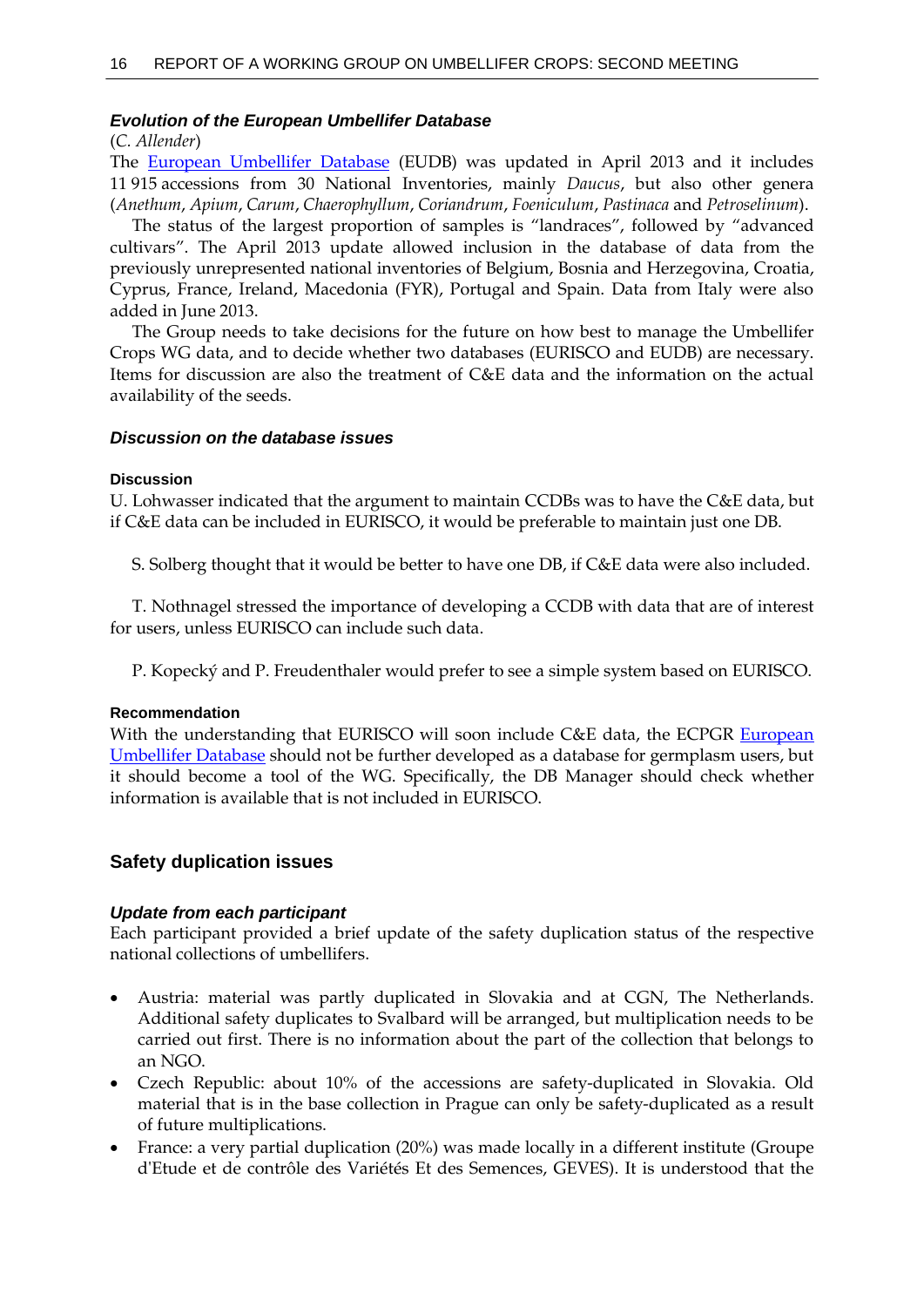### *Evolution of the European Umbellifer Database*

(*C. Allender*)

The European Umbellifer Database (EUDB) was updated in April 2013 and it includes 11 915 accessions from 30 National Inventories, mainly *Daucus*, but also other genera (*Anethum*, *Apium*, *Carum*, *Chaerophyllum*, *Coriandrum*, *Foeniculum*, *Pastinaca* and *Petroselinum*).

The status of the largest proportion of samples is "landraces", followed by "advanced cultivars". The April 2013 update allowed inclusion in the database of data from the previously unrepresented national inventories of Belgium, Bosnia and Herzegovina, Croatia, Cyprus, France, Ireland, Macedonia (FYR), Portugal and Spain. Data from Italy were also added in June 2013.

The Group needs to take decisions for the future on how best to manage the Umbellifer Crops WG data, and to decide whether two databases (EURISCO and EUDB) are necessary. Items for discussion are also the treatment of C&E data and the information on the actual availability of the seeds.

### *Discussion on the database issues*

#### Discussion

U. Lohwasser indicated that the argument to maintain CCDBs was to have the C&E data, but if C&E data can be included in EURISCO, it would be preferable to maintain just one DB.

S. Solberg thought that it would be better to have one DB, if C&E data were also included.

T. Nothnagel stressed the importance of developing a CCDB with data that are of interest for users, unless EURISCO can include such data.

P. Kopecký and P. Freudenthaler would prefer to see a simple system based on EURISCO.

#### Recommendation

With the understanding that EURISCO will soon include C&E data, the ECPGR European Umbellifer Database should not be further developed as a database for germplasm users, but it should become a tool of the WG. Specifically, the DB Manager should check whether information is available that is not included in EURISCO.

## Safety duplication issues

### *Update from each participant*

Each participant provided a brief update of the safety duplication status of the respective national collections of umbellifers.

- Austria: material was partly duplicated in Slovakia and at CGN, The Netherlands. Additional safety duplicates to Svalbard will be arranged, but multiplication needs to be carried out first. There is no information about the part of the collection that belongs to an NGO.
- Czech Republic: about 10% of the accessions are safety-duplicated in Slovakia. Old material that is in the base collection in Prague can only be safety-duplicated as a result of future multiplications.
- France: a very partial duplication (20%) was made locally in a different institute (Groupe d'Etude et de contrôle des Variétés Et des Semences, GEVES). It is understood that the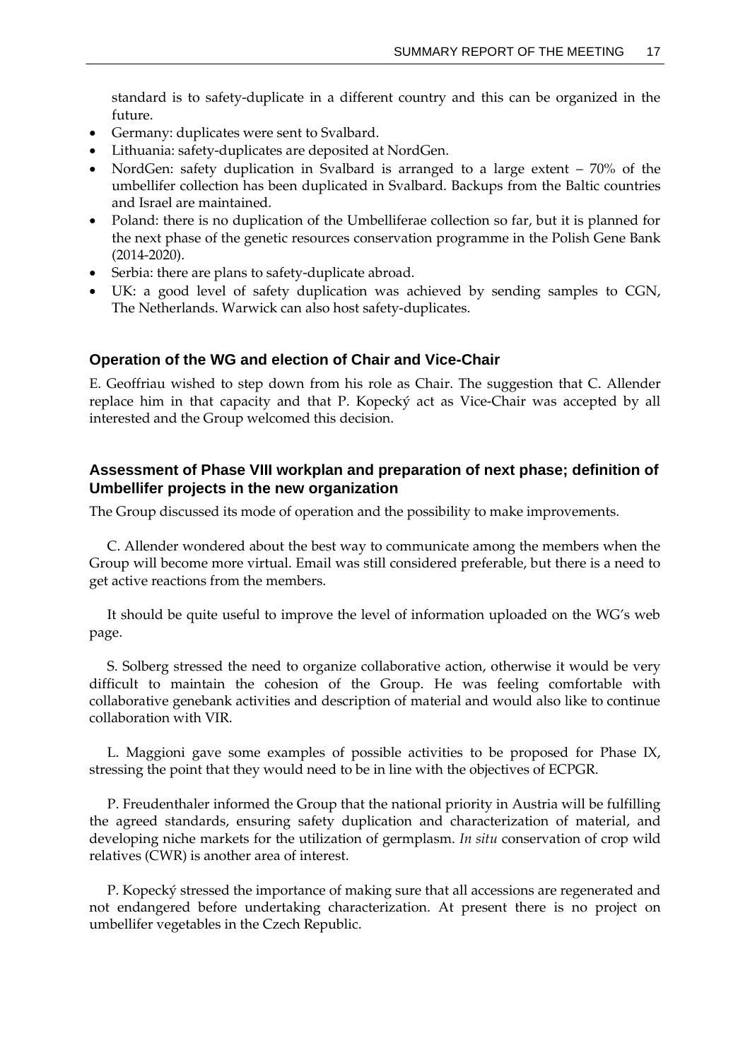standard is to safety-duplicate in a different country and this can be organized in the future.

- Germany: duplicates were sent to Svalbard.
- Lithuania: safety-duplicates are deposited at NordGen.
- NordGen: safety duplication in Svalbard is arranged to a large extent – 70% of the umbellifer collection has been duplicated in Svalbard. Backups from the Baltic countries and Israel are maintained.
- Poland: there is no duplication of the Umbelliferae collection so far, but it is planned for the next phase of the genetic resources conservation programme in the Polish Gene Bank (2014-2020).
- Serbia: there are plans to safety-duplicate abroad.
- UK: a good level of safety duplication was achieved by sending samples to CGN, The Netherlands. Warwick can also host safety-duplicates.

### Operation of the WG and election of Chair and Vice-Chair

E. Geoffriau wished to step down from his role as Chair. The suggestion that C. Allender replace him in that capacity and that P. Kopecký act as Vice-Chair was accepted by all interested and the Group welcomed this decision.

### Assessment of Phase VIII workplan and preparation of next phase; definition of Umbellifer projects in the new organization

The Group discussed its mode of operation and the possibility to make improvements.

C. Allender wondered about the best way to communicate among the members when the Group will become more virtual. Email was still considered preferable, but there is a need to get active reactions from the members.

It should be quite useful to improve the level of information uploaded on the WG's web page.

S. Solberg stressed the need to organize collaborative action, otherwise it would be very difficult to maintain the cohesion of the Group. He was feeling comfortable with collaborative genebank activities and description of material and would also like to continue collaboration with VIR.

L. Maggioni gave some examples of possible activities to be proposed for Phase IX, stressing the point that they would need to be in line with the objectives of ECPGR.

P. Freudenthaler informed the Group that the national priority in Austria will be fulfilling the agreed standards, ensuring safety duplication and characterization of material, and developing niche markets for the utilization of germplasm. *In situ* conservation of crop wild relatives (CWR) is another area of interest.

P. Kopecký stressed the importance of making sure that all accessions are regenerated and not endangered before undertaking characterization. At present there is no project on umbellifer vegetables in the Czech Republic.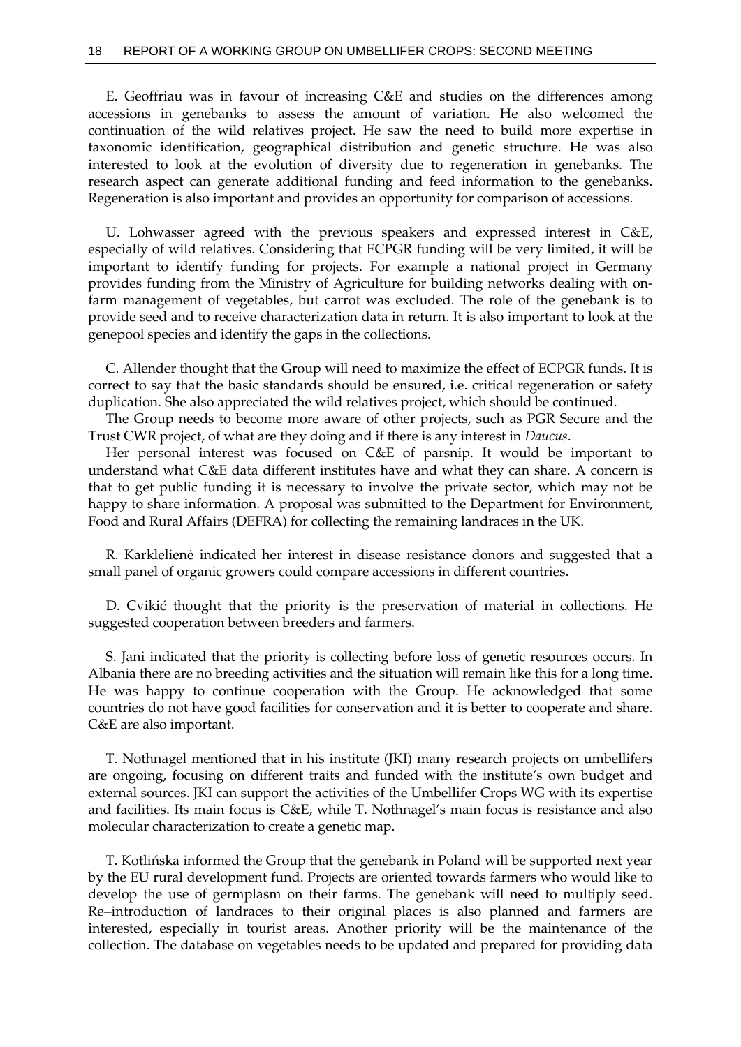E. Geoffriau was in favour of increasing C&E and studies on the differences among accessions in genebanks to assess the amount of variation. He also welcomed the continuation of the wild relatives project. He saw the need to build more expertise in taxonomic identification, geographical distribution and genetic structure. He was also interested to look at the evolution of diversity due to regeneration in genebanks. The research aspect can generate additional funding and feed information to the genebanks. Regeneration is also important and provides an opportunity for comparison of accessions.

U. Lohwasser agreed with the previous speakers and expressed interest in C&E, especially of wild relatives. Considering that ECPGR funding will be very limited, it will be important to identify funding for projects. For example a national project in Germany provides funding from the Ministry of Agriculture for building networks dealing with on-farm management of vegetables, but carrot was excluded. The role of the genebank is to provide seed and to receive characterization data in return. It is also important to look at the genepool species and identify the gaps in the collections.

C. Allender thought that the Group will need to maximize the effect of ECPGR funds. It is correct to say that the basic standards should be ensured, i.e. critical regeneration or safety duplication. She also appreciated the wild relatives project, which should be continued.

The Group needs to become more aware of other projects, such as PGR Secure and the Trust CWR project, of what are they doing and if there is any interest in *Daucus*.

Her personal interest was focused on C&E of parsnip. It would be important to understand what C&E data different institutes have and what they can share. A concern is that to get public funding it is necessary to involve the private sector, which may not be happy to share information. A proposal was submitted to the Department for Environment, Food and Rural Affairs (DEFRA) for collecting the remaining landraces in the UK.

R. Karklelienė indicated her interest in disease resistance donors and suggested that a small panel of organic growers could compare accessions in different countries.

D. Cvikić thought that the priority is the preservation of material in collections. He suggested cooperation between breeders and farmers.

S. Jani indicated that the priority is collecting before loss of genetic resources occurs. In Albania there are no breeding activities and the situation will remain like this for a long time. He was happy to continue cooperation with the Group. He acknowledged that some countries do not have good facilities for conservation and it is better to cooperate and share. C&E are also important.

T. Nothnagel mentioned that in his institute (JKI) many research projects on umbellifers are ongoing, focusing on different traits and funded with the institute's own budget and external sources. JKI can support the activities of the Umbellifer Crops WG with its expertise and facilities. Its main focus is C&E, while T. Nothnagel's main focus is resistance and also molecular characterization to create a genetic map.

T. Kotlińska informed the Group that the genebank in Poland will be supported next year by the EU rural development fund. Projects are oriented towards farmers who would like to develop the use of germplasm on their farms. The genebank will need to multiply seed. Re–introduction of landraces to their original places is also planned and farmers are interested, especially in tourist areas. Another priority will be the maintenance of the collection. The database on vegetables needs to be updated and prepared for providing data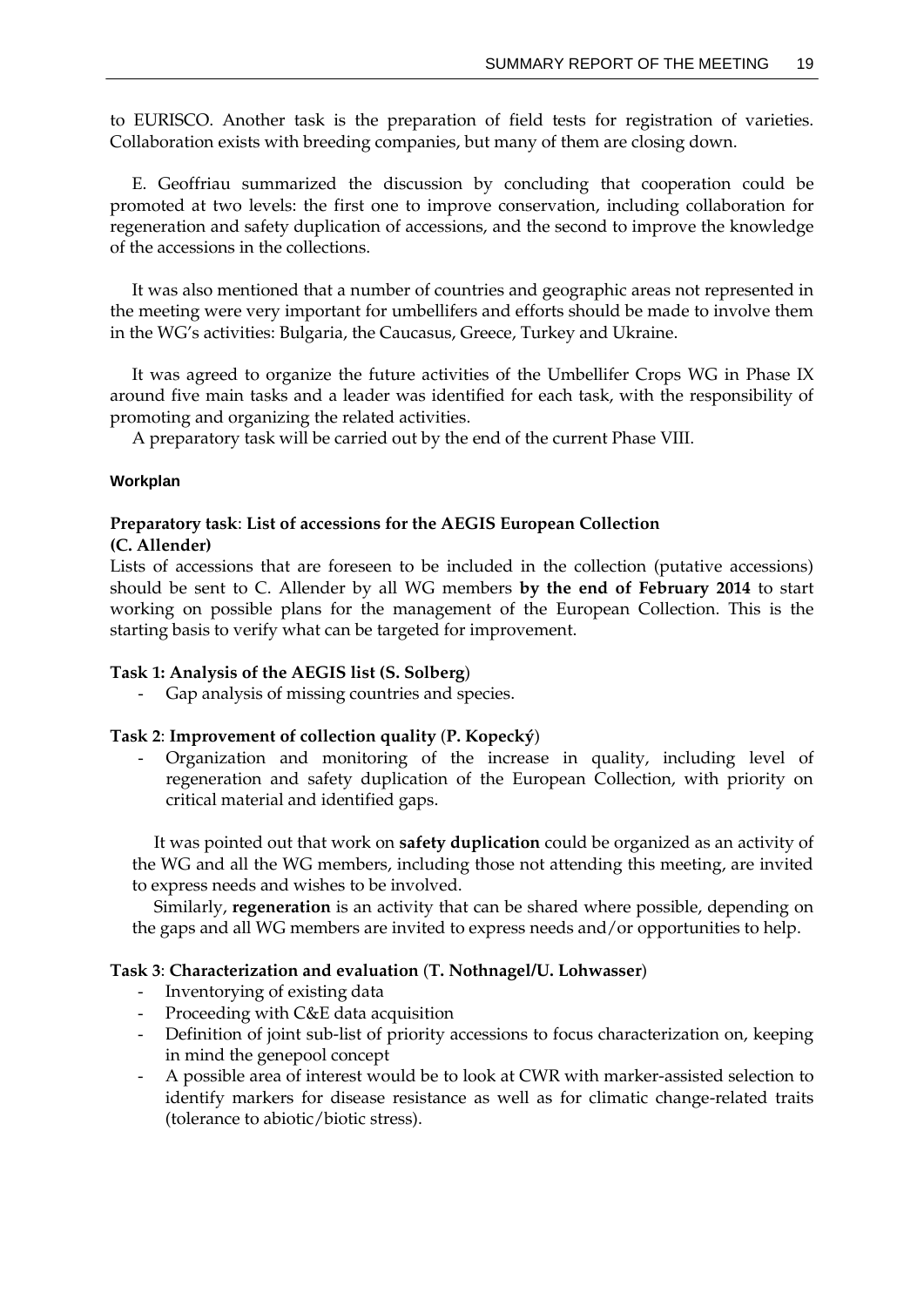to EURISCO. Another task is the preparation of field tests for registration of varieties. Collaboration exists with breeding companies, but many of them are closing down.

E. Geoffriau summarized the discussion by concluding that cooperation could be promoted at two levels: the first one to improve conservation, including collaboration for regeneration and safety duplication of accessions, and the second to improve the knowledge of the accessions in the collections.

It was also mentioned that a number of countries and geographic areas not represented in the meeting were very important for umbellifers and efforts should be made to involve them in the WG's activities: Bulgaria, the Caucasus, Greece, Turkey and Ukraine.

It was agreed to organize the future activities of the Umbellifer Crops WG in Phase IX around five main tasks and a leader was identified for each task, with the responsibility of promoting and organizing the related activities.

A preparatory task will be carried out by the end of the current Phase VIII.

#### Workplan

**Preparatory task**: **List of accessions for the AEGIS European Collection (C. Allender)**

Lists of accessions that are foreseen to be included in the collection (putative accessions) should be sent to C. Allender by all WG members **by the end of February 2014** to start working on possible plans for the management of the European Collection. This is the starting basis to verify what can be targeted for improvement.

**Task 1: Analysis of the AEGIS list (S. Solberg)**

- Gap analysis of missing countries and species.

**Task 2**: **Improvement of collection quality** (**P. Kopecký**)

- Organization and monitoring of the increase in quality, including level of regeneration and safety duplication of the European Collection, with priority on critical material and identified gaps.

It was pointed out that work on **safety duplication** could be organized as an activity of the WG and all the WG members, including those not attending this meeting, are invited to express needs and wishes to be involved.

Similarly, **regeneration** is an activity that can be shared where possible, depending on the gaps and all WG members are invited to express needs and/or opportunities to help.

**Task 3**: **Characterization and evaluation** (**T. Nothnagel/U. Lohwasser**)

- Inventorying of existing data
- Proceeding with C&E data acquisition
- Definition of joint sub-list of priority accessions to focus characterization on, keeping in mind the genepool concept
- A possible area of interest would be to look at CWR with marker-assisted selection to identify markers for disease resistance as well as for climatic change-related traits (tolerance to abiotic/biotic stress).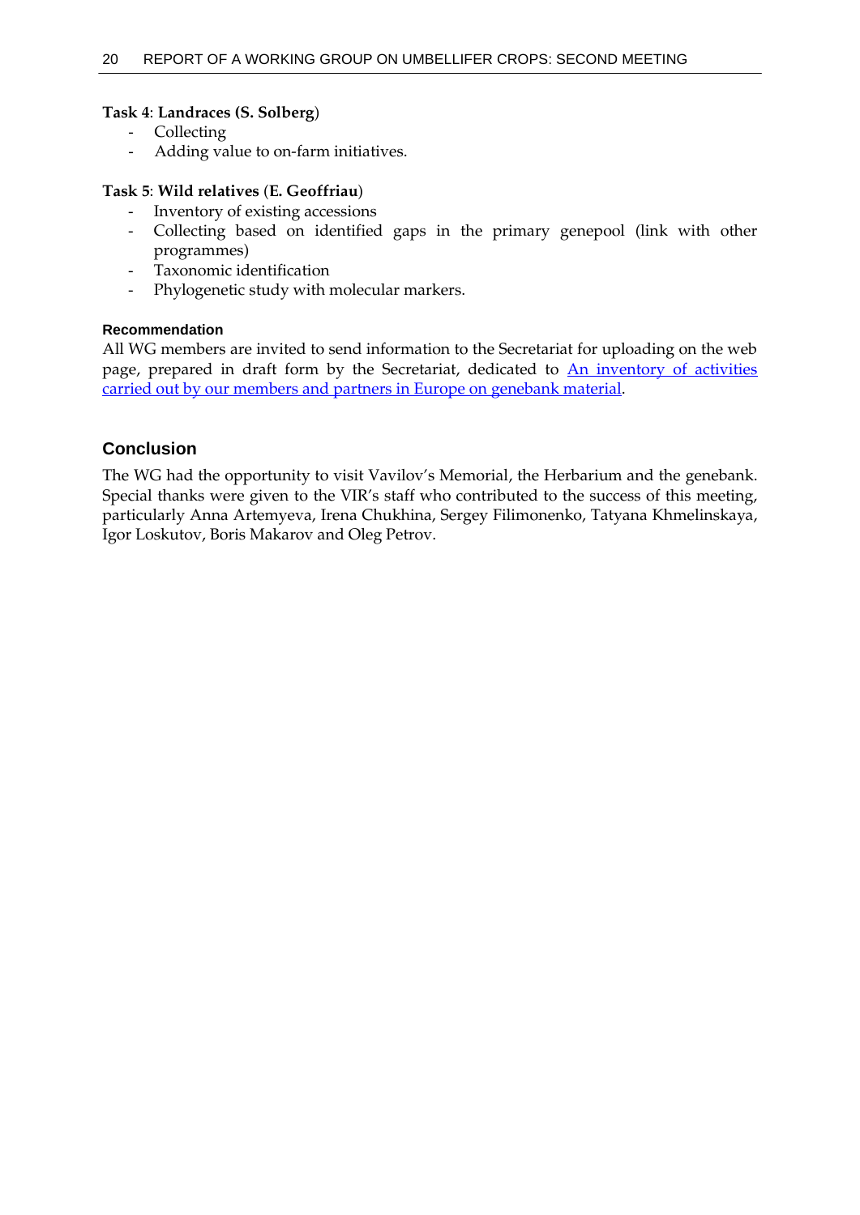**Task 4**: **Landraces (S. Solberg**)

- Collecting
- Adding value to on-farm initiatives.

**Task 5**: **Wild relatives** (**E. Geoffriau**)

- Inventory of existing accessions
- Collecting based on identified gaps in the primary genepool (link with other programmes)
- Taxonomic identification
- Phylogenetic study with molecular markers.

#### Recommendation

All WG members are invited to send information to the Secretariat for uploading on the web page, prepared in draft form by the Secretariat, dedicated to An inventory of activities carried out by our members and partners in Europe on genebank material.

## Conclusion

The WG had the opportunity to visit Vavilov's Memorial, the Herbarium and the genebank. Special thanks were given to the VIR's staff who contributed to the success of this meeting, particularly Anna Artemyeva, Irena Chukhina, Sergey Filimonenko, Tatyana Khmelinskaya, Igor Loskutov, Boris Makarov and Oleg Petrov.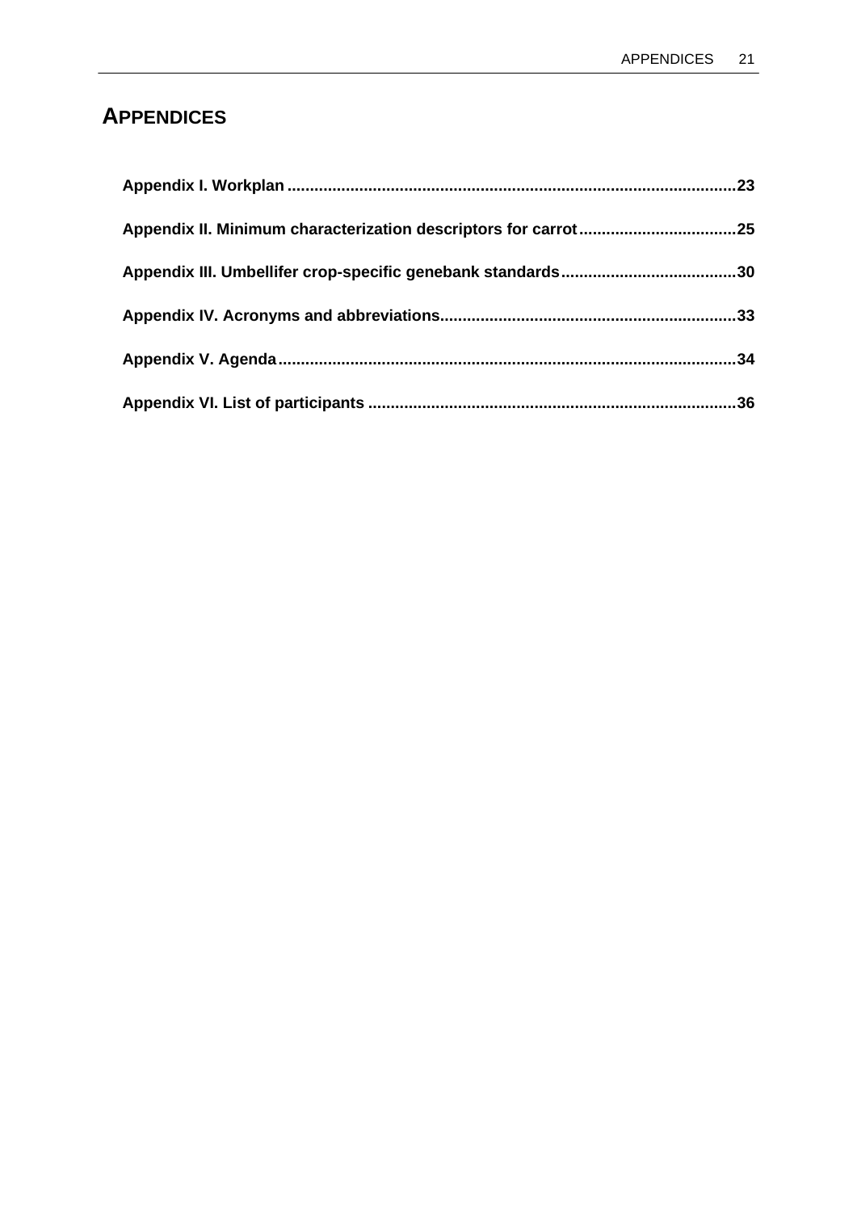# APPENDICES

**Appendix I. Workplan** .......... 23

**Appendix II. Minimum characterization descriptors for carrot** .......... 25

**Appendix III. Umbellifer crop-specific genebank standards** .......... 30

**Appendix IV. Acronyms and abbreviations** .......... 33

**Appendix V. Agenda** .......... 34

**Appendix VI. List of participants** .......... 36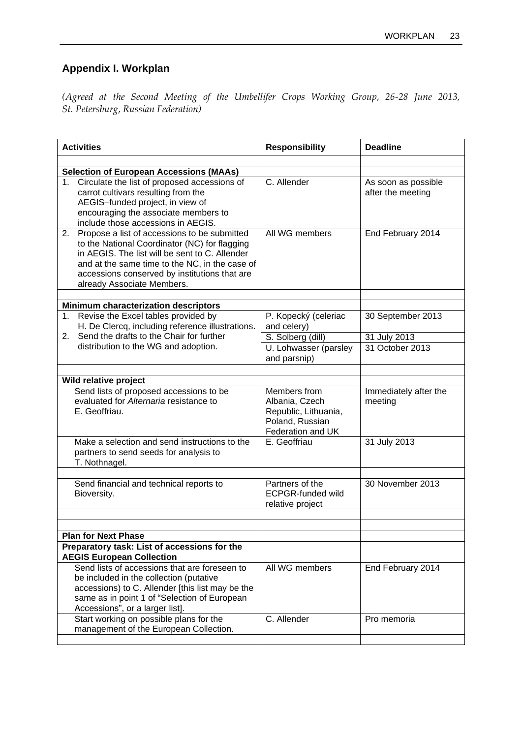## Appendix I. Workplan

*(Agreed at the Second Meeting of the Umbellifer Crops Working Group, 26-28 June 2013, St. Petersburg, Russian Federation)*

| Activities | Responsibility | Deadline |
|---|---|---|
| | | |
| **Selection of European Accessions (MAAs)** | | |
| 1. Circulate the list of proposed accessions of carrot cultivars resulting from the AEGIS–funded project, in view of encouraging the associate members to include those accessions in AEGIS. | C. Allender | As soon as possible after the meeting |
| 2. Propose a list of accessions to be submitted to the National Coordinator (NC) for flagging in AEGIS. The list will be sent to C. Allender and at the same time to the NC, in the case of accessions conserved by institutions that are already Associate Members. | All WG members | End February 2014 |
| | | |
| **Minimum characterization descriptors** | | |
| 1. Revise the Excel tables provided by H. De Clercq, including reference illustrations.<br>2. Send the drafts to the Chair for further distribution to the WG and adoption. | P. Kopecký (celeriac and celery) | 30 September 2013 |
| | S. Solberg (dill) | 31 July 2013 |
| | U. Lohwasser (parsley and parsnip) | 31 October 2013 |
| | | |
| **Wild relative project** | | |
| Send lists of proposed accessions to be evaluated for *Alternaria* resistance to E. Geoffriau. | Members from Albania, Czech Republic, Lithuania, Poland, Russian Federation and UK | Immediately after the meeting |
| Make a selection and send instructions to the partners to send seeds for analysis to T. Nothnagel. | E. Geoffriau | 31 July 2013 |
| | | |
| Send financial and technical reports to Bioversity. | Partners of the ECPGR-funded wild relative project | 30 November 2013 |
| | | |
| | | |
| **Plan for Next Phase** | | |
| **Preparatory task: List of accessions for the AEGIS European Collection** | | |
| Send lists of accessions that are foreseen to be included in the collection (putative accessions) to C. Allender [this list may be the same as in point 1 of "Selection of European Accessions", or a larger list]. | All WG members | End February 2014 |
| Start working on possible plans for the management of the European Collection. | C. Allender | Pro memoria |
| | | |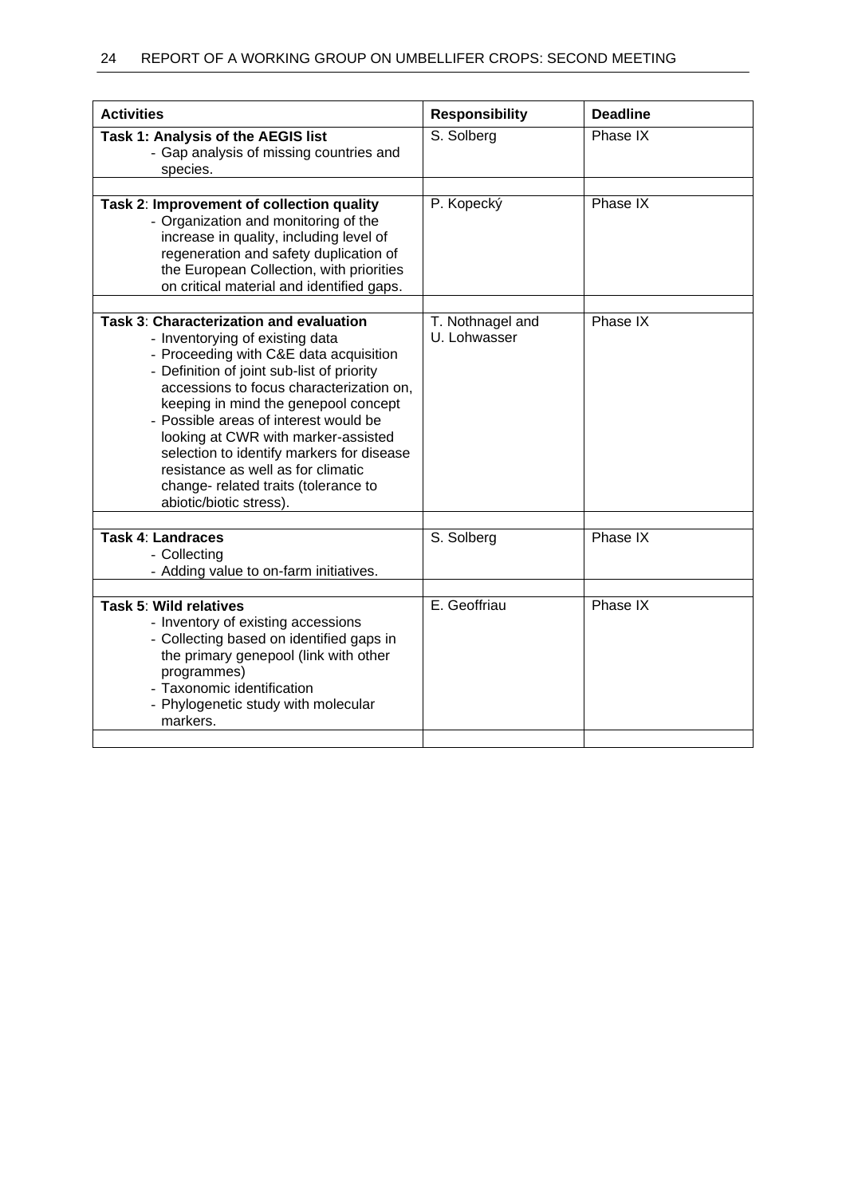| Activities | Responsibility | Deadline |
|---|---|---|
| **Task 1: Analysis of the AEGIS list**<br>- Gap analysis of missing countries and species. | S. Solberg | Phase IX |
| | | |
| **Task 2**: **Improvement of collection quality**<br>- Organization and monitoring of the increase in quality, including level of regeneration and safety duplication of the European Collection, with priorities on critical material and identified gaps. | P. Kopecký | Phase IX |
| | | |
| **Task 3**: **Characterization and evaluation**<br>- Inventorying of existing data<br>- Proceeding with C&E data acquisition<br>- Definition of joint sub-list of priority accessions to focus characterization on, keeping in mind the genepool concept<br>- Possible areas of interest would be looking at CWR with marker-assisted selection to identify markers for disease resistance as well as for climatic change- related traits (tolerance to abiotic/biotic stress). | T. Nothnagel and U. Lohwasser | Phase IX |
| | | |
| **Task 4**: **Landraces**<br>- Collecting<br>- Adding value to on-farm initiatives. | S. Solberg | Phase IX |
| | | |
| **Task 5**: **Wild relatives**<br>- Inventory of existing accessions<br>- Collecting based on identified gaps in the primary genepool (link with other programmes)<br>- Taxonomic identification<br>- Phylogenetic study with molecular markers. | E. Geoffriau | Phase IX |
| | | |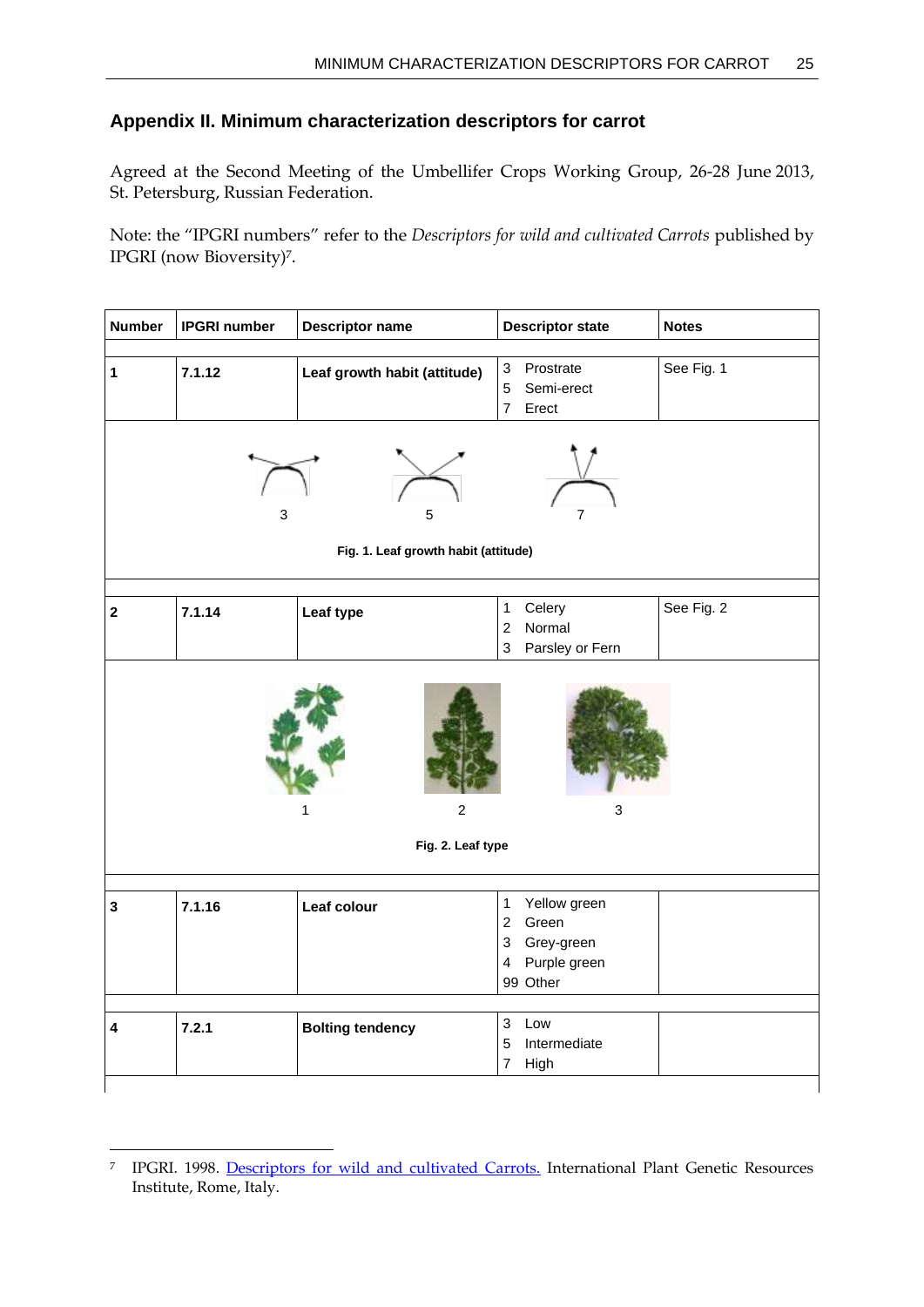## Appendix II. Minimum characterization descriptors for carrot

Agreed at the Second Meeting of the Umbellifer Crops Working Group, 26-28 June 2013, St. Petersburg, Russian Federation.

Note: the "IPGRI numbers" refer to the *Descriptors for wild and cultivated Carrots* published by IPGRI (now Bioversity)[7].

| Number | IPGRI number | Descriptor name | Descriptor state | Notes |
|---|---|---|---|---|
| **1** | **7.1.12** | **Leaf growth habit (attitude)** | 3 Prostrate<br>5 Semi-erect<br>7 Erect | See Fig. 1 |

3 5 7

**Fig. 1. Leaf growth habit (attitude)**

| Number | IPGRI number | Descriptor name | Descriptor state | Notes |
|---|---|---|---|---|
| **2** | **7.1.14** | **Leaf type** | 1 Celery<br>2 Normal<br>3 Parsley or Fern | See Fig. 2 |

1 2 3

**Fig. 2. Leaf type**

| Number | IPGRI number | Descriptor name | Descriptor state | Notes |
|---|---|---|---|---|
| **3** | **7.1.16** | **Leaf colour** | 1 Yellow green<br>2 Green<br>3 Grey-green<br>4 Purple green<br>99 Other | |
| **4** | **7.2.1** | **Bolting tendency** | 3 Low<br>5 Intermediate<br>7 High | |

[7] IPGRI. 1998. Descriptors for wild and cultivated Carrots. International Plant Genetic Resources Institute, Rome, Italy.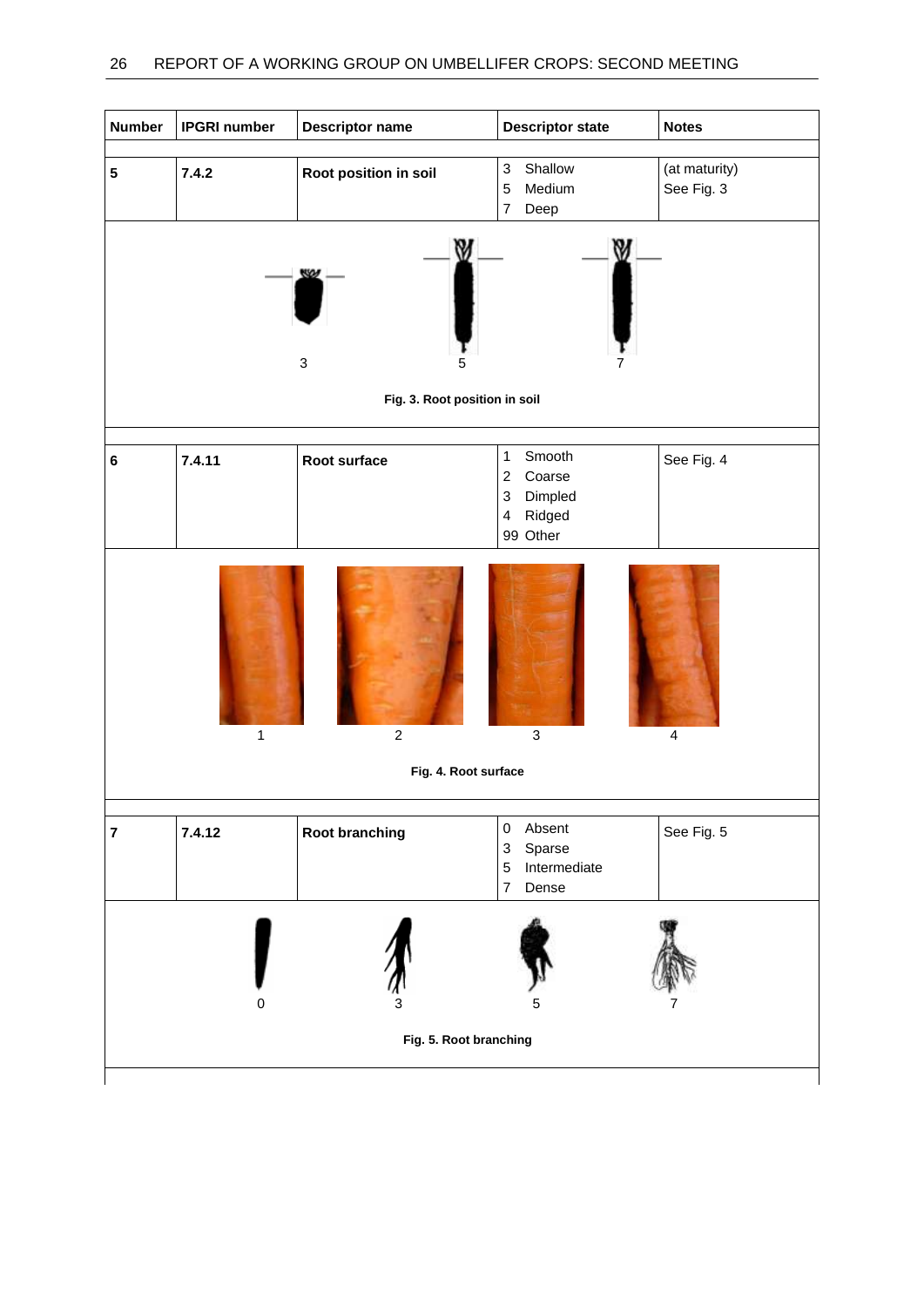| Number | IPGRI number | Descriptor name | Descriptor state | Notes |
|---|---|---|---|---|
| **5** | **7.4.2** | **Root position in soil** | 3 Shallow<br>5 Medium<br>7 Deep | (at maturity)<br>See Fig. 3 |

3 5 7

**Fig. 3. Root position in soil**

| Number | IPGRI number | Descriptor name | Descriptor state | Notes |
|---|---|---|---|---|
| **6** | **7.4.11** | **Root surface** | 1 Smooth<br>2 Coarse<br>3 Dimpled<br>4 Ridged<br>99 Other | See Fig. 4 |

1 2 3 4

**Fig. 4. Root surface**

| Number | IPGRI number | Descriptor name | Descriptor state | Notes |
|---|---|---|---|---|
| **7** | **7.4.12** | **Root branching** | 0 Absent<br>3 Sparse<br>5 Intermediate<br>7 Dense | See Fig. 5 |

0 3 5 7

**Fig. 5. Root branching**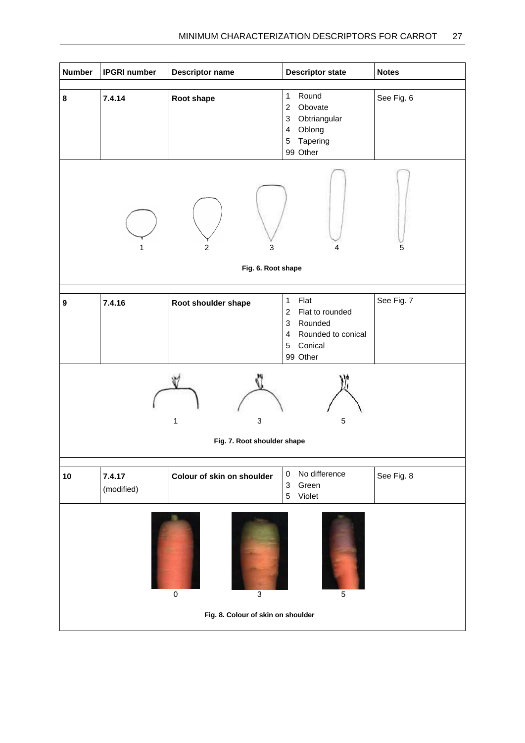| Number | IPGRI number | Descriptor name | Descriptor state | Notes |
|---|---|---|---|---|
| **8** | **7.4.14** | **Root shape** | 1 Round<br>2 Obovate<br>3 Obtriangular<br>4 Oblong<br>5 Tapering<br>99 Other | See Fig. 6 |

1 2 3 4 5

**Fig. 6. Root shape**

| Number | IPGRI number | Descriptor name | Descriptor state | Notes |
|---|---|---|---|---|
| **9** | **7.4.16** | **Root shoulder shape** | 1 Flat<br>2 Flat to rounded<br>3 Rounded<br>4 Rounded to conical<br>5 Conical<br>99 Other | See Fig. 7 |

1 3 5

**Fig. 7. Root shoulder shape**

| Number | IPGRI number | Descriptor name | Descriptor state | Notes |
|---|---|---|---|---|
| **10** | **7.4.17** (modified) | **Colour of skin on shoulder** | 0 No difference<br>3 Green<br>5 Violet | See Fig. 8 |

0 3 5

**Fig. 8. Colour of skin on shoulder**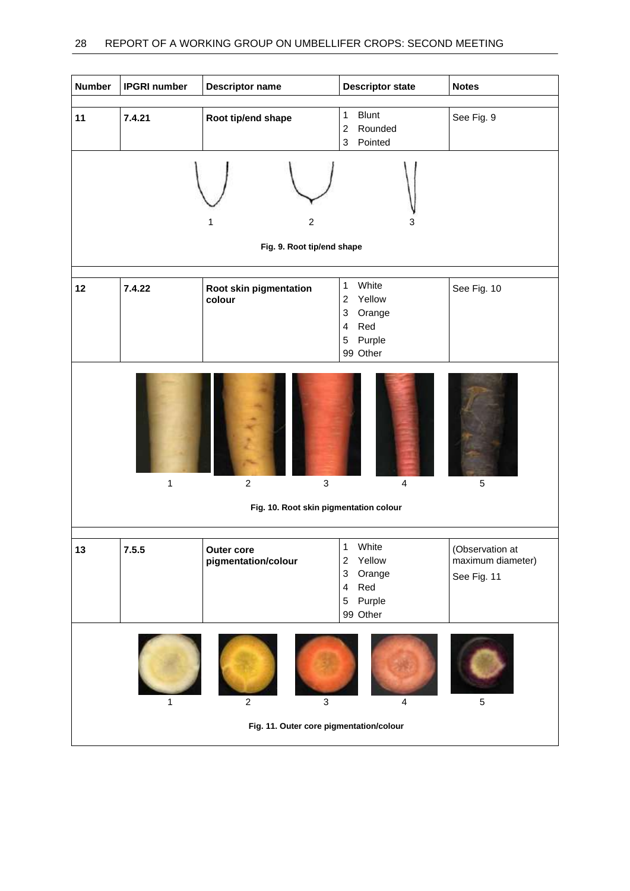| Number | IPGRI number | Descriptor name | Descriptor state | Notes |
|---|---|---|---|---|
| **11** | **7.4.21** | **Root tip/end shape** | 1 Blunt<br>2 Rounded<br>3 Pointed | See Fig. 9 |

1 2 3

**Fig. 9. Root tip/end shape**

| Number | IPGRI number | Descriptor name | Descriptor state | Notes |
|---|---|---|---|---|
| **12** | **7.4.22** | **Root skin pigmentation colour** | 1 White<br>2 Yellow<br>3 Orange<br>4 Red<br>5 Purple<br>99 Other | See Fig. 10 |

1 2 3 4 5

**Fig. 10. Root skin pigmentation colour**

| Number | IPGRI number | Descriptor name | Descriptor state | Notes |
|---|---|---|---|---|
| **13** | **7.5.5** | **Outer core pigmentation/colour** | 1 White<br>2 Yellow<br>3 Orange<br>4 Red<br>5 Purple<br>99 Other | (Observation at maximum diameter)<br>See Fig. 11 |

1 2 3 4 5

**Fig. 11. Outer core pigmentation/colour**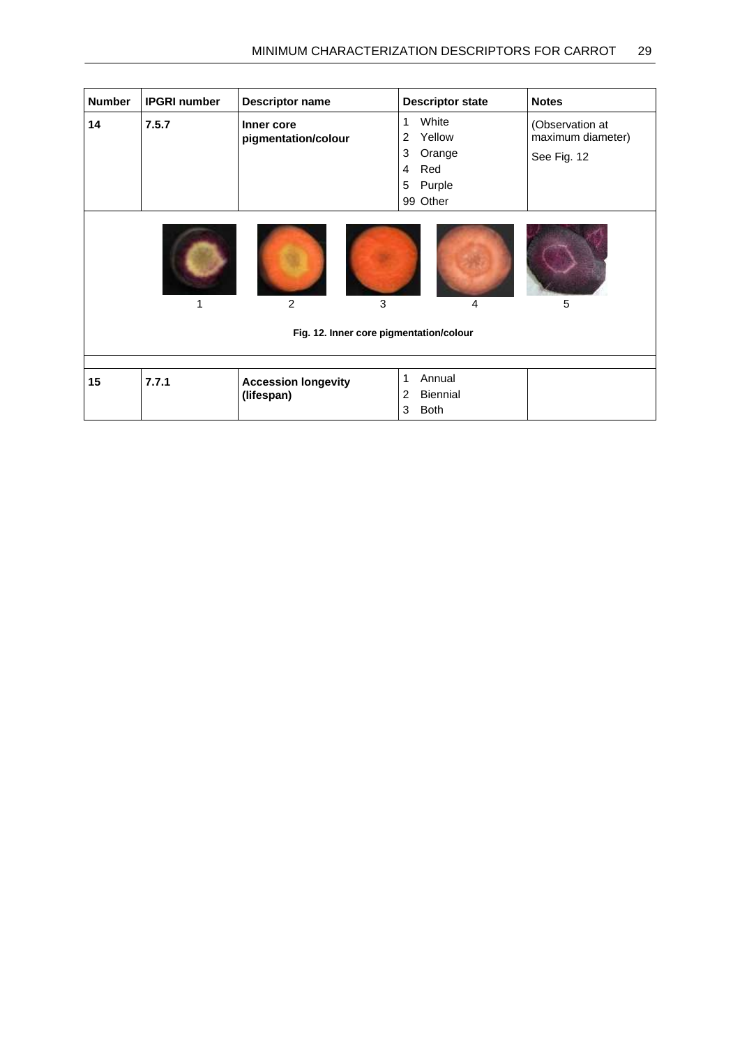| Number | IPGRI number | Descriptor name | Descriptor state | Notes |
|---|---|---|---|---|
| **14** | **7.5.7** | **Inner core pigmentation/colour** | 1 White<br>2 Yellow<br>3 Orange<br>4 Red<br>5 Purple<br>99 Other | (Observation at maximum diameter)<br>See Fig. 12 |

1 2 3 4 5

**Fig. 12. Inner core pigmentation/colour**

| Number | IPGRI number | Descriptor name | Descriptor state | Notes |
|---|---|---|---|---|
| **15** | **7.7.1** | **Accession longevity (lifespan)** | 1 Annual<br>2 Biennial<br>3 Both | |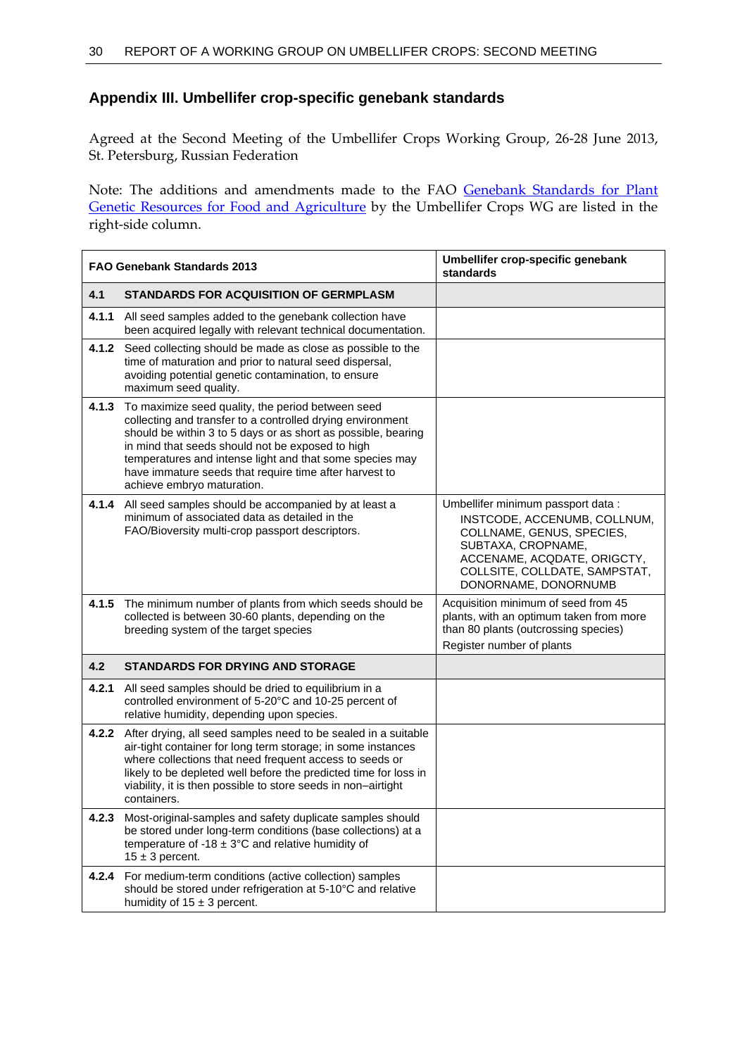## Appendix III. Umbellifer crop-specific genebank standards

Agreed at the Second Meeting of the Umbellifer Crops Working Group, 26-28 June 2013, St. Petersburg, Russian Federation

Note: The additions and amendments made to the FAO Genebank Standards for Plant Genetic Resources for Food and Agriculture by the Umbellifer Crops WG are listed in the right-side column.

| | FAO Genebank Standards 2013 | Umbellifer crop-specific genebank standards |
|---|---|---|
| **4.1** | **STANDARDS FOR ACQUISITION OF GERMPLASM** | |
| **4.1.1** | All seed samples added to the genebank collection have been acquired legally with relevant technical documentation. | |
| **4.1.2** | Seed collecting should be made as close as possible to the time of maturation and prior to natural seed dispersal, avoiding potential genetic contamination, to ensure maximum seed quality. | |
| **4.1.3** | To maximize seed quality, the period between seed collecting and transfer to a controlled drying environment should be within 3 to 5 days or as short as possible, bearing in mind that seeds should not be exposed to high temperatures and intense light and that some species may have immature seeds that require time after harvest to achieve embryo maturation. | |
| **4.1.4** | All seed samples should be accompanied by at least a minimum of associated data as detailed in the FAO/Bioversity multi-crop passport descriptors. | Umbellifer minimum passport data : INSTCODE, ACCENUMB, COLLNUM, COLLNAME, GENUS, SPECIES, SUBTAXA, CROPNAME, ACCENAME, ACQDATE, ORIGCTY, COLLSITE, COLLDATE, SAMPSTAT, DONORNAME, DONORNUMB |
| **4.1.5** | The minimum number of plants from which seeds should be collected is between 30-60 plants, depending on the breeding system of the target species | Acquisition minimum of seed from 45 plants, with an optimum taken from more than 80 plants (outcrossing species)<br>Register number of plants |
| **4.2** | **STANDARDS FOR DRYING AND STORAGE** | |
| **4.2.1** | All seed samples should be dried to equilibrium in a controlled environment of 5-20°C and 10-25 percent of relative humidity, depending upon species. | |
| **4.2.2** | After drying, all seed samples need to be sealed in a suitable air-tight container for long term storage; in some instances where collections that need frequent access to seeds or likely to be depleted well before the predicted time for loss in viability, it is then possible to store seeds in non–airtight containers. | |
| **4.2.3** | Most-original-samples and safety duplicate samples should be stored under long-term conditions (base collections) at a temperature of -18 ± 3°C and relative humidity of 15 ± 3 percent. | |
| **4.2.4** | For medium-term conditions (active collection) samples should be stored under refrigeration at 5-10°C and relative humidity of 15 ± 3 percent. | |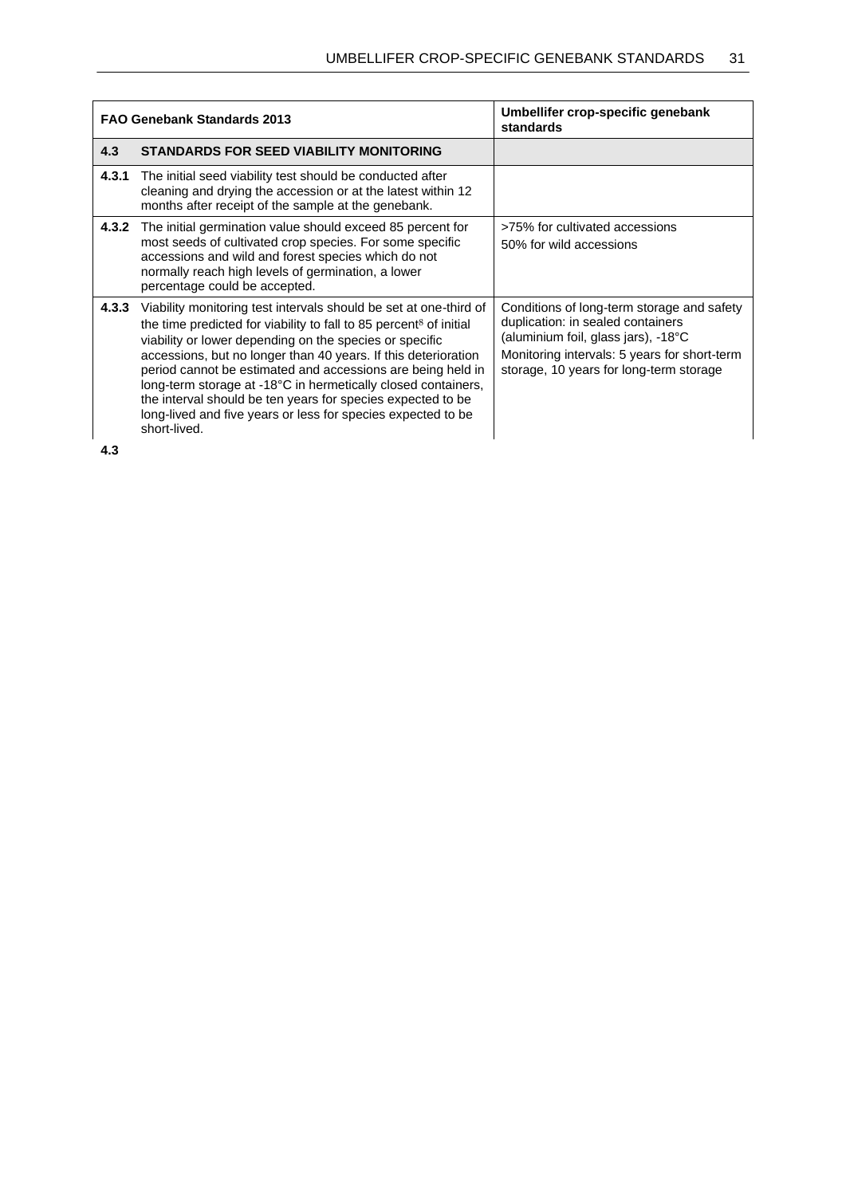| FAO Genebank Standards 2013 | | Umbellifer crop-specific genebank standards |
|---|---|---|
| **4.3** | **STANDARDS FOR SEED VIABILITY MONITORING** | |
| **4.3.1** | The initial seed viability test should be conducted after cleaning and drying the accession or at the latest within 12 months after receipt of the sample at the genebank. | |
| **4.3.2** | The initial germination value should exceed 85 percent for most seeds of cultivated crop species. For some specific accessions and wild and forest species which do not normally reach high levels of germination, a lower percentage could be accepted. | >75% for cultivated accessions<br>50% for wild accessions |
| **4.3.3** | Viability monitoring test intervals should be set at one-third of the time predicted for viability to fall to 85 percent[8] of initial viability or lower depending on the species or specific accessions, but no longer than 40 years. If this deterioration period cannot be estimated and accessions are being held in long-term storage at -18°C in hermetically closed containers, the interval should be ten years for species expected to be long-lived and five years or less for species expected to be short-lived. | Conditions of long-term storage and safety duplication: in sealed containers (aluminium foil, glass jars), -18°C<br>Monitoring intervals: 5 years for short-term storage, 10 years for long-term storage |

**4.3**